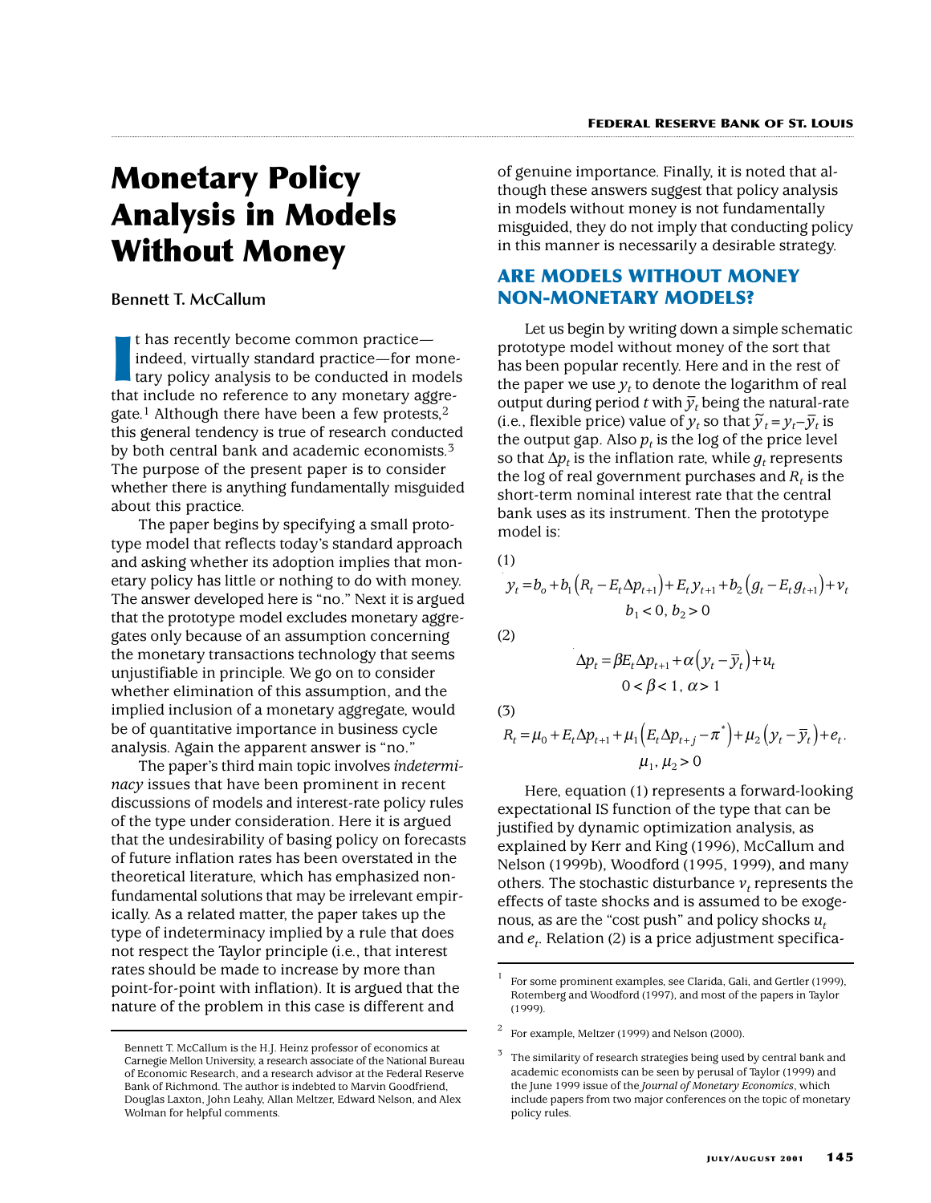# Monetary Policy Analysis in Models Without Money

**Bennett T. McCallum**

It has recently become common practice—indeed, virtually standard practice—for monetary policy analysis to be conducted in models that include no reference to any monetary aggregate.[1] Although there have been a few protests,[2] this general tendency is true of research conducted by both central bank and academic economists.[3] The purpose of the present paper is to consider whether there is anything fundamentally misguided about this practice.

The paper begins by specifying a small prototype model that reflects today's standard approach and asking whether its adoption implies that monetary policy has little or nothing to do with money. The answer developed here is "no." Next it is argued that the prototype model excludes monetary aggregates only because of an assumption concerning the monetary transactions technology that seems unjustifiable in principle. We go on to consider whether elimination of this assumption, and the implied inclusion of a monetary aggregate, would be of quantitative importance in business cycle analysis. Again the apparent answer is "no."

The paper's third main topic involves *indeterminacy* issues that have been prominent in recent discussions of models and interest-rate policy rules of the type under consideration. Here it is argued that the undesirability of basing policy on forecasts of future inflation rates has been overstated in the theoretical literature, which has emphasized nonfundamental solutions that may be irrelevant empirically. As a related matter, the paper takes up the type of indeterminacy implied by a rule that does not respect the Taylor principle (i.e., that interest rates should be made to increase by more than point-for-point with inflation). It is argued that the nature of the problem in this case is different and of genuine importance. Finally, it is noted that although these answers suggest that policy analysis in models without money is not fundamentally misguided, they do not imply that conducting policy in this manner is necessarily a desirable strategy.

Bennett T. McCallum is the H.J. Heinz professor of economics at Carnegie Mellon University, a research associate of the National Bureau of Economic Research, and a research advisor at the Federal Reserve Bank of Richmond. The author is indebted to Marvin Goodfriend, Douglas Laxton, John Leahy, Allan Meltzer, Edward Nelson, and Alex Wolman for helpful comments.

## ARE MODELS WITHOUT MONEY NON-MONETARY MODELS?

Let us begin by writing down a simple schematic prototype model without money of the sort that has been popular recently. Here and in the rest of the paper we use $y_t$ to denote the logarithm of real output during period $t$ with $\bar{y}_t$ being the natural-rate (i.e., flexible price) value of $y_t$ so that $\tilde{y}_t = y_t - \bar{y}_t$ is the output gap. Also $p_t$ is the log of the price level so that $\Delta p_t$ is the inflation rate, while $g_t$ represents the log of real government purchases and $R_t$ is the short-term nominal interest rate that the central bank uses as its instrument. Then the prototype model is:

(1)

$$y_t = b_o + b_1\left(R_t - E_t\Delta p_{t+1}\right) + E_t y_{t+1} + b_2\left(g_t - E_t g_{t+1}\right) + v_t \qquad b_1 < 0,\ b_2 > 0$$

(2)

$$\Delta p_t = \beta E_t \Delta p_{t+1} + \alpha\left(y_t - \bar{y}_t\right) + u_t \qquad 0 < \beta < 1,\ \alpha > 1$$

(3)

$$R_t = \mu_0 + E_t\Delta p_{t+1} + \mu_1\left(E_t\Delta p_{t+j} - \pi^*\right) + \mu_2\left(y_t - \bar{y}_t\right) + e_t. \qquad \mu_1, \mu_2 > 0$$

Here, equation (1) represents a forward-looking expectational IS function of the type that can be justified by dynamic optimization analysis, as explained by Kerr and King (1996), McCallum and Nelson (1999b), Woodford (1995, 1999), and many others. The stochastic disturbance $v_t$ represents the effects of taste shocks and is assumed to be exogenous, as are the "cost push" and policy shocks $u_t$ and $e_t$. Relation (2) is a price adjustment specifica-

---

[1] For some prominent examples, see Clarida, Gali, and Gertler (1999), Rotemberg and Woodford (1997), and most of the papers in Taylor (1999).

[2] For example, Meltzer (1999) and Nelson (2000).

[3] The similarity of research strategies being used by central bank and academic economists can be seen by perusal of Taylor (1999) and the June 1999 issue of the *Journal of Monetary Economics*, which include papers from two major conferences on the topic of monetary policy rules.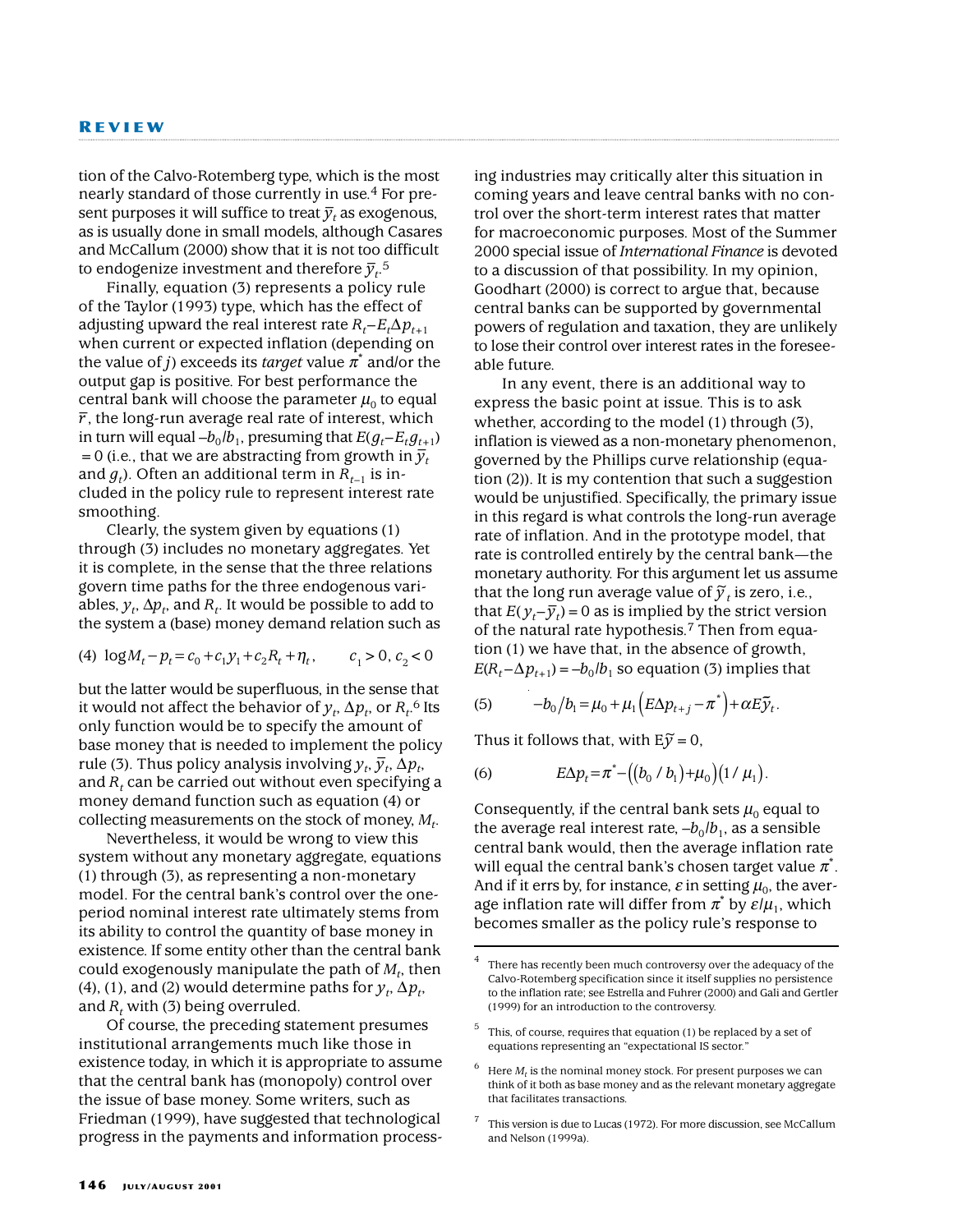tion of the Calvo-Rotemberg type, which is the most nearly standard of those currently in use.[4] For present purposes it will suffice to treat $\bar{y}_t$ as exogenous, as is usually done in small models, although Casares and McCallum (2000) show that it is not too difficult to endogenize investment and therefore $\bar{y}_t$.[5]

Finally, equation (3) represents a policy rule of the Taylor (1993) type, which has the effect of adjusting upward the real interest rate $R_t - E_t\Delta p_{t+1}$ when current or expected inflation (depending on the value of $j$) exceeds its *target* value $\pi^*$ and/or the output gap is positive. For best performance the central bank will choose the parameter $\mu_0$ to equal $\bar{r}$, the long-run average real rate of interest, which in turn will equal $-b_0/b_1$, presuming that $E(g_t - E_t g_{t+1}) = 0$ (i.e., that we are abstracting from growth in $\bar{y}_t$ and $g_t$). Often an additional term in $R_{t-1}$ is included in the policy rule to represent interest rate smoothing.

Clearly, the system given by equations (1) through (3) includes no monetary aggregates. Yet it is complete, in the sense that the three relations govern time paths for the three endogenous variables, $y_t$, $\Delta p_t$, and $R_t$. It would be possible to add to the system a (base) money demand relation such as

$$(4)\quad \log M_t - p_t = c_0 + c_1 y_1 + c_2 R_t + \eta_t, \qquad c_1 > 0,\ c_2 < 0$$

but the latter would be superfluous, in the sense that it would not affect the behavior of $y_t$, $\Delta p_t$, or $R_t$.[6] Its only function would be to specify the amount of base money that is needed to implement the policy rule (3). Thus policy analysis involving $y_t$, $\bar{y}_t$, $\Delta p_t$, and $R_t$ can be carried out without even specifying a money demand function such as equation (4) or collecting measurements on the stock of money, $M_t$.

Nevertheless, it would be wrong to view this system without any monetary aggregate, equations (1) through (3), as representing a non-monetary model. For the central bank's control over the one-period nominal interest rate ultimately stems from its ability to control the quantity of base money in existence. If some entity other than the central bank could exogenously manipulate the path of $M_t$, then (4), (1), and (2) would determine paths for $y_t$, $\Delta p_t$, and $R_t$ with (3) being overruled.

Of course, the preceding statement presumes institutional arrangements much like those in existence today, in which it is appropriate to assume that the central bank has (monopoly) control over the issue of base money. Some writers, such as Friedman (1999), have suggested that technological progress in the payments and information processing industries may critically alter this situation in coming years and leave central banks with no control over the short-term interest rates that matter for macroeconomic purposes. Most of the Summer 2000 special issue of *International Finance* is devoted to a discussion of that possibility. In my opinion, Goodhart (2000) is correct to argue that, because central banks can be supported by governmental powers of regulation and taxation, they are unlikely to lose their control over interest rates in the foreseeable future.

In any event, there is an additional way to express the basic point at issue. This is to ask whether, according to the model (1) through (3), inflation is viewed as a non-monetary phenomenon, governed by the Phillips curve relationship (equation (2)). It is my contention that such a suggestion would be unjustified. Specifically, the primary issue in this regard is what controls the long-run average rate of inflation. And in the prototype model, that rate is controlled entirely by the central bank—the monetary authority. For this argument let us assume that the long run average value of $\tilde{y}_t$ is zero, i.e., that $E(y_t - \bar{y}_t) = 0$ as is implied by the strict version of the natural rate hypothesis.[7] Then from equation (1) we have that, in the absence of growth, $E(R_t - \Delta p_{t+1}) = -b_0/b_1$ so equation (3) implies that

$$(5)\qquad -b_0/b_1 = \mu_0 + \mu_1\left(E\Delta p_{t+j} - \pi^*\right) + \alpha E\tilde{y}_t.$$

Thus it follows that, with $E\tilde{y} = 0$,

$$(6)\qquad E\Delta p_t = \pi^* - \left((b_0/b_1) + \mu_0\right)(1/\mu_1).$$

Consequently, if the central bank sets $\mu_0$ equal to the average real interest rate, $-b_0/b_1$, as a sensible central bank would, then the average inflation rate will equal the central bank's chosen target value $\pi^*$. And if it errs by, for instance, $\varepsilon$ in setting $\mu_0$, the average inflation rate will differ from $\pi^*$ by $\varepsilon/\mu_1$, which becomes smaller as the policy rule's response to

---

[4] There has recently been much controversy over the adequacy of the Calvo-Rotemberg specification since it itself supplies no persistence to the inflation rate; see Estrella and Fuhrer (2000) and Gali and Gertler (1999) for an introduction to the controversy.

[5] This, of course, requires that equation (1) be replaced by a set of equations representing an "expectational IS sector."

[6] Here $M_t$ is the nominal money stock. For present purposes we can think of it both as base money and as the relevant monetary aggregate that facilitates transactions.

[7] This version is due to Lucas (1972). For more discussion, see McCallum and Nelson (1999a).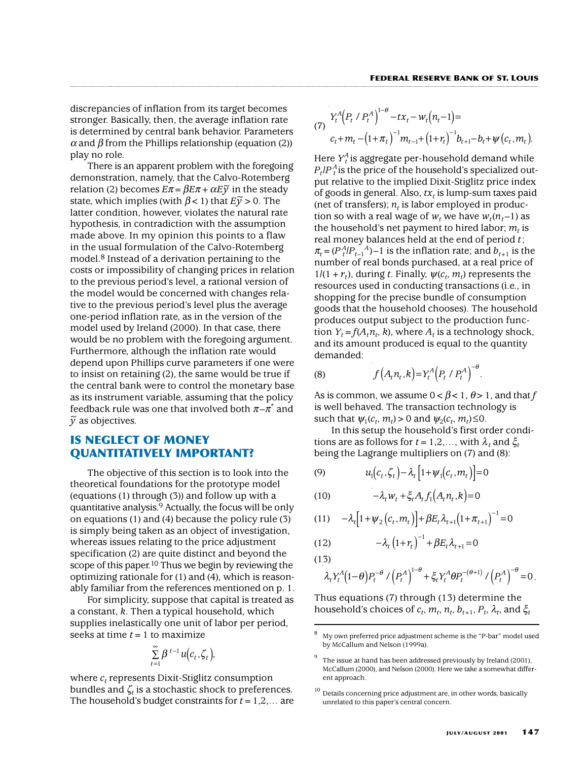discrepancies of inflation from its target becomes stronger. Basically, then, the average inflation rate is determined by central bank behavior. Parameters $\alpha$ and $\beta$ from the Phillips relationship (equation (2)) play no role.

There is an apparent problem with the foregoing demonstration, namely, that the Calvo-Rotemberg relation (2) becomes $E\pi = \beta E\pi + \alpha E\tilde{y}$ in the steady state, which implies (with $\beta < 1$) that $E\tilde{y} > 0$. The latter condition, however, violates the natural rate hypothesis, in contradiction with the assumption made above. In my opinion this points to a flaw in the usual formulation of the Calvo-Rotemberg model.[8] Instead of a derivation pertaining to the costs or impossibility of changing prices in relation to the previous period's level, a rational version of the model would be concerned with changes relative to the previous period's level plus the average one-period inflation rate, as in the version of the model used by Ireland (2000). In that case, there would be no problem with the foregoing argument. Furthermore, although the inflation rate would depend upon Phillips curve parameters if one were to insist on retaining (2), the same would be true if the central bank were to control the monetary base as its instrument variable, assuming that the policy feedback rule was one that involved both $\pi - \pi^*$ and $\tilde{y}$ as objectives.

## IS NEGLECT OF MONEY QUANTITATIVELY IMPORTANT?

The objective of this section is to look into the theoretical foundations for the prototype model (equations (1) through (3)) and follow up with a quantitative analysis.[9] Actually, the focus will be only on equations (1) and (4) because the policy rule (3) is simply being taken as an object of investigation, whereas issues relating to the price adjustment specification (2) are quite distinct and beyond the scope of this paper.[10] Thus we begin by reviewing the optimizing rationale for (1) and (4), which is reasonably familiar from the references mentioned on p. 1.

For simplicity, suppose that capital is treated as a constant, $k$. Then a typical household, which supplies inelastically one unit of labor per period, seeks at time $t = 1$ to maximize

$$\sum_{t=1}^{\infty} \beta^{t-1} u(c_t, \zeta_t),$$

where $c_t$ represents Dixit-Stiglitz consumption bundles and $\zeta_t$ is a stochastic shock to preferences. The household's budget constraints for $t = 1,2,\ldots$ are

$$(7) \quad \begin{aligned} &Y_t^A\left(P_t / P_t^A\right)^{1-\theta} - tx_t - w_t\left(n_t - 1\right) = \\ &c_t + m_t - \left(1+\pi_t\right)^{-1} m_{t-1} + \left(1+r_t\right)^{-1} b_{t+1} - b_t + \psi\left(c_t, m_t\right). \end{aligned}$$

Here $Y_t^A$ is aggregate per-household demand while $P_t/P_t^A$ is the price of the household's specialized output relative to the implied Dixit-Stiglitz price index of goods in general. Also, $tx_t$ is lump-sum taxes paid (net of transfers); $n_t$ is labor employed in production so with a real wage of $w_t$ we have $w_t(n_t - 1)$ as the household's net payment to hired labor; $m_t$ is real money balances held at the end of period $t$; $\pi_t = (P_t^A / P_{t-1}^A) - 1$ is the inflation rate; and $b_{t+1}$ is the number of real bonds purchased, at a real price of $1/(1 + r_t)$, during $t$. Finally, $\psi(c_t, m_t)$ represents the resources used in conducting transactions (i.e., in shopping for the precise bundle of consumption goods that the household chooses). The household produces output subject to the production function $Y_t = f(A_t n_t, k)$, where $A_t$ is a technology shock, and its amount produced is equal to the quantity demanded:

$$(8) \quad f\left(A_t n_t, k\right) = Y_t^A\left(P_t / P_t^A\right)^{-\theta}.$$

As is common, we assume $0 < \beta < 1$, $\theta > 1$, and that $f$ is well behaved. The transaction technology is such that $\psi_1(c_t, m_t) > 0$ and $\psi_2(c_t, m_t) \leq 0$.

In this setup the household's first order conditions are as follows for $t = 1,2,\ldots$, with $\lambda_t$ and $\xi_t$ being the Lagrange multipliers on (7) and (8):

$$(9) \quad u_1\left(c_t, \zeta_t\right) - \lambda_t\left[1 + \psi_1\left(c_t, m_t\right)\right] = 0$$

$$(10) \quad -\lambda_t w_t + \xi_t A_t f_1\left(A_t n_t, k\right) = 0$$

$$(11) \quad -\lambda_t\left[1 + \psi_2\left(c_t, m_t\right)\right] + \beta E_t \lambda_{t+1}\left(1 + \pi_{t+1}\right)^{-1} = 0$$

$$(12) \quad -\lambda_t\left(1 + r_t\right)^{-1} + \beta E_t \lambda_{t+1} = 0$$

$$(13) \quad \lambda_t Y_t^A (1-\theta) P_t^{-\theta} / \left(P_t^A\right)^{1-\theta} + \xi_t Y_t^A \theta P_t^{-(\theta+1)} / \left(P_t^A\right)^{-\theta} = 0.$$

Thus equations (7) through (13) determine the household's choices of $c_t$, $m_t$, $n_t$, $b_{t+1}$, $P_t$, $\lambda_t$, and $\xi_t$

---

[8] My own preferred price adjustment scheme is the "P-bar" model used by McCallum and Nelson (1999a).

[9] The issue at hand has been addressed previously by Ireland (2001), McCallum (2000), and Nelson (2000). Here we take a somewhat different approach.

[10] Details concerning price adjustment are, in other words, basically unrelated to this paper's central concern.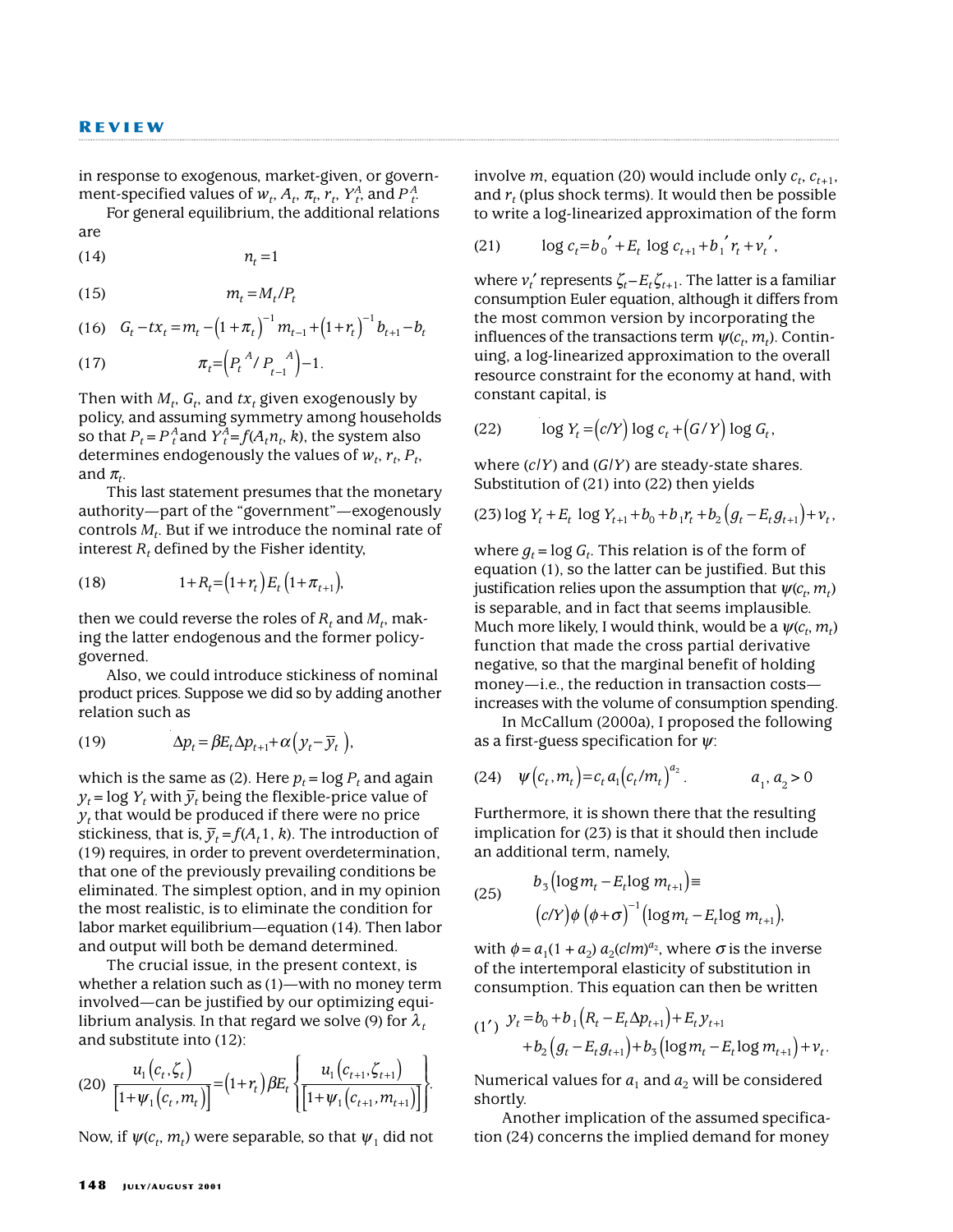in response to exogenous, market-given, or government-specified values of $w_t$, $A_t$, $\pi_t$, $r_t$, $Y_t^A$, and $P_t^A$.

For general equilibrium, the additional relations are

$$(14) \qquad n_t = 1$$

$$(15) \qquad m_t = M_t / P_t$$

$$(16) \qquad G_t - tx_t = m_t - (1+\pi_t)^{-1} m_{t-1} + (1+r_t)^{-1} b_{t+1} - b_t$$

$$(17) \qquad \pi_t = \left(P_t^{\,A} / P_{t-1}^{\,A}\right) - 1.$$

Then with $M_t$, $G_t$, and $tx_t$ given exogenously by policy, and assuming symmetry among households so that $P_t = P_t^A$ and $Y_t^A = f(A_t n_t, k)$, the system also determines endogenously the values of $w_t$, $r_t$, $P_t$, and $\pi_t$.

This last statement presumes that the monetary authority—part of the "government"—exogenously controls $M_t$. But if we introduce the nominal rate of interest $R_t$ defined by the Fisher identity,

$$(18) \qquad 1 + R_t = (1 + r_t) E_t (1 + \pi_{t+1}),$$

then we could reverse the roles of $R_t$ and $M_t$, making the latter endogenous and the former policy-governed.

Also, we could introduce stickiness of nominal product prices. Suppose we did so by adding another relation such as

$$(19) \qquad \Delta p_t = \beta E_t \Delta p_{t+1} + \alpha\left(y_t - \bar{y}_t\right),$$

which is the same as (2). Here $p_t = \log P_t$ and again $y_t = \log Y_t$ with $\bar{y}_t$ being the flexible-price value of $y_t$ that would be produced if there were no price stickiness, that is, $\bar{y}_t = f(A_t 1, k)$. The introduction of (19) requires, in order to prevent overdetermination, that one of the previously prevailing conditions be eliminated. The simplest option, and in my opinion the most realistic, is to eliminate the condition for labor market equilibrium—equation (14). Then labor and output will both be demand determined.

The crucial issue, in the present context, is whether a relation such as (1)—with no money term involved—can be justified by our optimizing equilibrium analysis. In that regard we solve (9) for $\lambda_t$ and substitute into (12):

$$(20) \qquad \frac{u_1(c_t, \zeta_t)}{\left[1 + \psi_1(c_t, m_t)\right]} = (1 + r_t)\beta E_t \left\{ \frac{u_1(c_{t+1}, \zeta_{t+1})}{\left[1 + \psi_1(c_{t+1}, m_{t+1})\right]} \right\}.$$

Now, if $\psi(c_t, m_t)$ were separable, so that $\psi_1$ did not involve $m$, equation (20) would include only $c_t$, $c_{t+1}$, and $r_t$ (plus shock terms). It would then be possible to write a log-linearized approximation of the form

$$(21) \qquad \log c_t = b_0' + E_t \log c_{t+1} + b_1' r_t + v_t',$$

where $v_t'$ represents $\zeta_t - E_t\zeta_{t+1}$. The latter is a familiar consumption Euler equation, although it differs from the most common version by incorporating the influences of the transactions term $\psi(c_t, m_t)$. Continuing, a log-linearized approximation to the overall resource constraint for the economy at hand, with constant capital, is

$$(22) \qquad \log Y_t = (c/Y)\log c_t + (G/Y)\log G_t,$$

where $(c/Y)$ and $(G/Y)$ are steady-state shares. Substitution of (21) into (22) then yields

$$(23) \quad \log Y_t + E_t \log Y_{t+1} + b_0 + b_1 r_t + b_2\left(g_t - E_t g_{t+1}\right) + v_t,$$

where $g_t = \log G_t$. This relation is of the form of equation (1), so the latter can be justified. But this justification relies upon the assumption that $\psi(c_t, m_t)$ is separable, and in fact that seems implausible. Much more likely, I would think, would be a $\psi(c_t, m_t)$ function that made the cross partial derivative negative, so that the marginal benefit of holding money—i.e., the reduction in transaction costs—increases with the volume of consumption spending.

In McCallum (2000a), I proposed the following as a first-guess specification for $\psi$:

$$(24) \quad \psi(c_t, m_t) = c_t a_1 (c_t / m_t)^{a_2}. \qquad a_1, a_2 > 0$$

Furthermore, it is shown there that the resulting implication for (23) is that it should then include an additional term, namely,

$$(25) \quad \begin{aligned} &b_3\left(\log m_t - E_t \log m_{t+1}\right) \equiv \\ &(c/Y)\phi\left(\phi + \sigma\right)^{-1}\left(\log m_t - E_t \log m_{t+1}\right), \end{aligned}$$

with $\phi = a_1(1 + a_2)\, a_2 (c/m)^{a_2}$, where $\sigma$ is the inverse of the intertemporal elasticity of substitution in consumption. This equation can then be written

$$(1') \quad \begin{aligned} y_t = {} & b_0 + b_1\left(R_t - E_t \Delta p_{t+1}\right) + E_t y_{t+1} \\ & + b_2\left(g_t - E_t g_{t+1}\right) + b_3\left(\log m_t - E_t \log m_{t+1}\right) + v_t. \end{aligned}$$

Numerical values for $a_1$ and $a_2$ will be considered shortly.

Another implication of the assumed specification (24) concerns the implied demand for money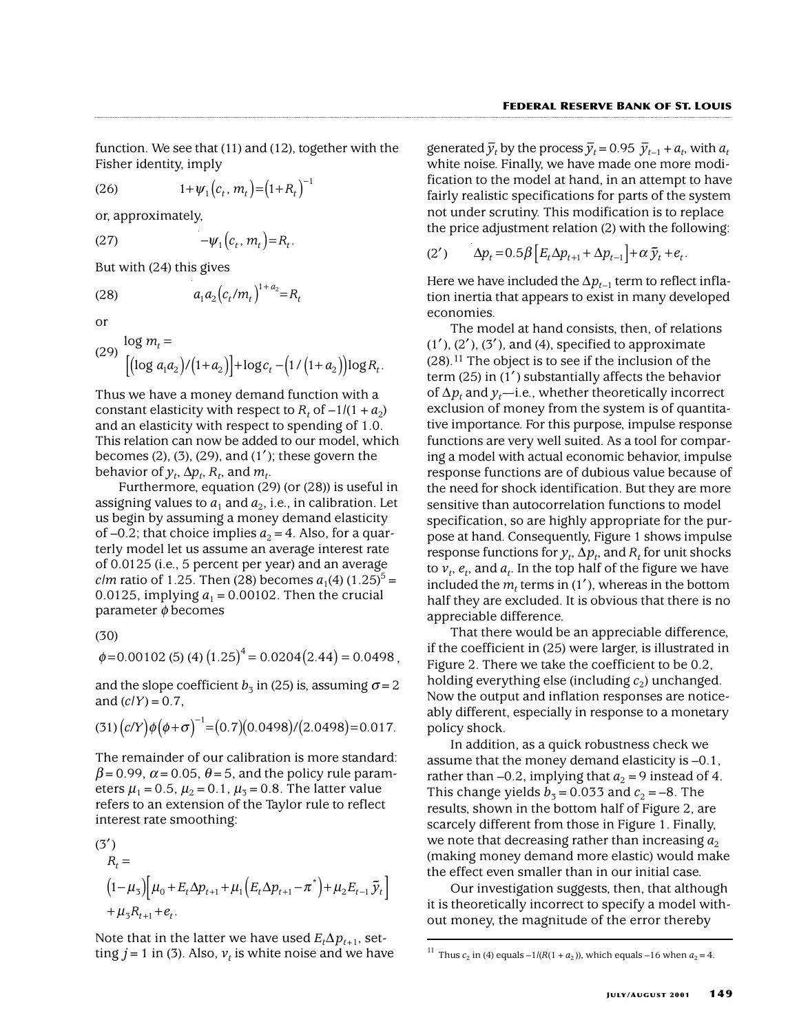function. We see that (11) and (12), together with the Fisher identity, imply

$$1+\psi_1(c_t, m_t)=(1+R_t)^{-1} \tag{26}$$

or, approximately,

$$-\psi_1(c_t, m_t)=R_t. \tag{27}$$

But with (24) this gives

$$a_1 a_2 (c_t/m_t)^{1+a_2}=R_t \tag{28}$$

or

$$\log m_t = \left[(\log a_1 a_2)/(1+a_2)\right]+\log c_t-\left(1/(1+a_2)\right)\log R_t. \tag{29}$$

Thus we have a money demand function with a constant elasticity with respect to $R_t$ of $-1/(1+a_2)$ and an elasticity with respect to spending of 1.0. This relation can now be added to our model, which becomes (2), (3), (29), and (1′); these govern the behavior of $y_t$, $\Delta p_t$, $R_t$, and $m_t$.

Furthermore, equation (29) (or (28)) is useful in assigning values to $a_1$ and $a_2$, i.e., in calibration. Let us begin by assuming a money demand elasticity of –0.2; that choice implies $a_2 = 4$. Also, for a quarterly model let us assume an average interest rate of 0.0125 (i.e., 5 percent per year) and an average $c/m$ ratio of 1.25. Then (28) becomes $a_1(4)(1.25)^5 = 0.0125$, implying $a_1 = 0.00102$. Then the crucial parameter $\phi$ becomes

$$\phi=0.00102\,(5)\,(4)\,(1.25)^4 = 0.0204(2.44) = 0.0498, \tag{30}$$

and the slope coefficient $b_3$ in (25) is, assuming $\sigma = 2$ and $(c/Y) = 0.7$,

$$(c/Y)\phi(\phi+\sigma)^{-1}=(0.7)(0.0498)/(2.0498)=0.017. \tag{31}$$

The remainder of our calibration is more standard: $\beta = 0.99$, $\alpha = 0.05$, $\theta = 5$, and the policy rule parameters $\mu_1 = 0.5$, $\mu_2 = 0.1$, $\mu_3 = 0.8$. The latter value refers to an extension of the Taylor rule to reflect interest rate smoothing:

$$R_t = (1-\mu_3)\left[\mu_0+E_t\Delta p_{t+1}+\mu_1\left(E_t\Delta p_{t+1}-\pi^*\right)+\mu_2 E_{t-1}\tilde{y}_t\right]+\mu_3 R_{t+1}+e_t. \tag{3′}$$

Note that in the latter we have used $E_t\Delta p_{t+1}$, setting $j = 1$ in (3). Also, $v_t$ is white noise and we have generated $\bar{y}_t$ by the process $\bar{y}_t = 0.95\ \bar{y}_{t-1} + a_t$, with $a_t$ white noise. Finally, we have made one more modification to the model at hand, in an attempt to have fairly realistic specifications for parts of the system not under scrutiny. This modification is to replace the price adjustment relation (2) with the following:

$$\Delta p_t = 0.5\beta\left[E_t\Delta p_{t+1}+\Delta p_{t-1}\right]+\alpha\,\tilde{y}_t+e_t. \tag{2′}$$

Here we have included the $\Delta p_{t-1}$ term to reflect inflation inertia that appears to exist in many developed economies.

The model at hand consists, then, of relations (1′), (2′), (3′), and (4), specified to approximate (28).[11] The object is to see if the inclusion of the term (25) in (1′) substantially affects the behavior of $\Delta p_t$ and $y_t$—i.e., whether theoretically incorrect exclusion of money from the system is of quantitative importance. For this purpose, impulse response functions are very well suited. As a tool for comparing a model with actual economic behavior, impulse response functions are of dubious value because of the need for shock identification. But they are more sensitive than autocorrelation functions to model specification, so are highly appropriate for the purpose at hand. Consequently, Figure 1 shows impulse response functions for $y_t$, $\Delta p_t$, and $R_t$ for unit shocks to $v_t$, $e_t$, and $a_t$. In the top half of the figure we have included the $m_t$ terms in (1′), whereas in the bottom half they are excluded. It is obvious that there is no appreciable difference.

That there would be an appreciable difference, if the coefficient in (25) were larger, is illustrated in Figure 2. There we take the coefficient to be 0.2, holding everything else (including $c_2$) unchanged. Now the output and inflation responses are noticeably different, especially in response to a monetary policy shock.

In addition, as a quick robustness check we assume that the money demand elasticity is –0.1, rather than –0.2, implying that $a_2 = 9$ instead of 4. This change yields $b_3 = 0.033$ and $c_2 = -8$. The results, shown in the bottom half of Figure 2, are scarcely different from those in Figure 1. Finally, we note that decreasing rather than increasing $a_2$ (making money demand more elastic) would make the effect even smaller than in our initial case.

Our investigation suggests, then, that although it is theoretically incorrect to specify a model without money, the magnitude of the error thereby

[11] Thus $c_2$ in (4) equals $-1/(R(1 + a_2))$, which equals –16 when $a_2 = 4$.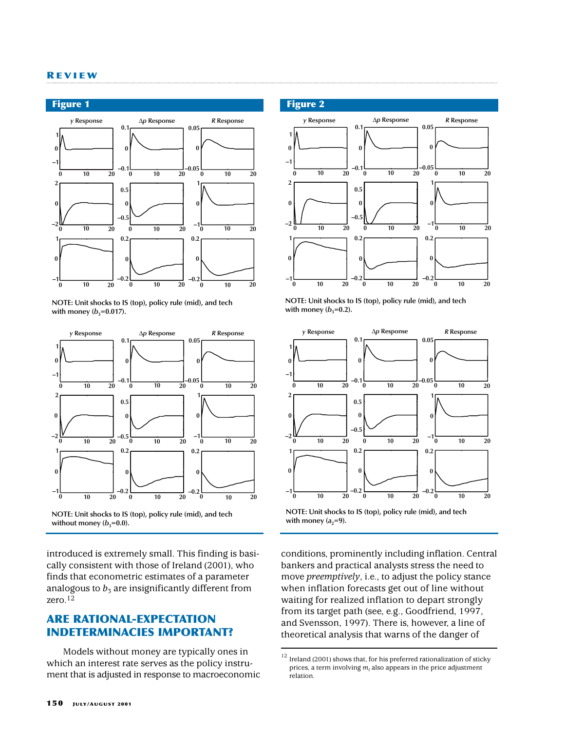## Figure 1

NOTE: Unit shocks to IS (top), policy rule (mid), and tech with money ($b_3$=0.017).

NOTE: Unit shocks to IS (top), policy rule (mid), and tech without money ($b_3$=0.0).

## Figure 2

NOTE: Unit shocks to IS (top), policy rule (mid), and tech with money ($b_3$=0.2).

NOTE: Unit shocks to IS (top), policy rule (mid), and tech with money ($a_2$=9).

introduced is extremely small. This finding is basically consistent with those of Ireland (2001), who finds that econometric estimates of a parameter analogous to $b_3$ are insignificantly different from zero.[12]

## ARE RATIONAL-EXPECTATION INDETERMINACIES IMPORTANT?

Models without money are typically ones in which an interest rate serves as the policy instrument that is adjusted in response to macroeconomic conditions, prominently including inflation. Central bankers and practical analysts stress the need to move *preemptively*, i.e., to adjust the policy stance when inflation forecasts get out of line without waiting for realized inflation to depart strongly from its target path (see, e.g., Goodfriend, 1997, and Svensson, 1997). There is, however, a line of theoretical analysis that warns of the danger of

[12] Ireland (2001) shows that, for his preferred rationalization of sticky prices, a term involving $m_t$ also appears in the price adjustment relation.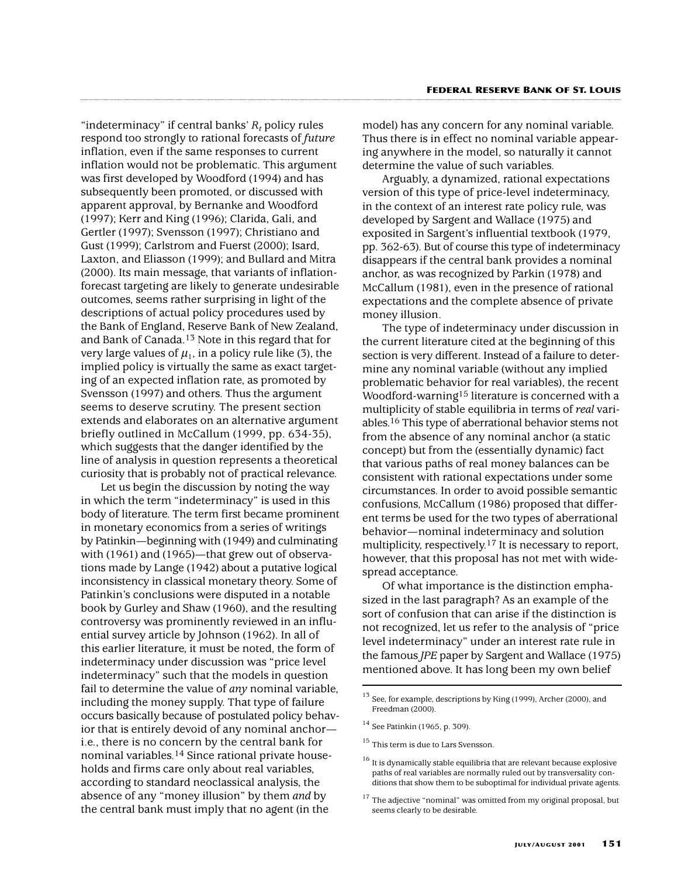"indeterminacy" if central banks' $R_t$ policy rules respond too strongly to rational forecasts of *future* inflation, even if the same responses to current inflation would not be problematic. This argument was first developed by Woodford (1994) and has subsequently been promoted, or discussed with apparent approval, by Bernanke and Woodford (1997); Kerr and King (1996); Clarida, Gali, and Gertler (1997); Svensson (1997); Christiano and Gust (1999); Carlstrom and Fuerst (2000); Isard, Laxton, and Eliasson (1999); and Bullard and Mitra (2000). Its main message, that variants of inflation-forecast targeting are likely to generate undesirable outcomes, seems rather surprising in light of the descriptions of actual policy procedures used by the Bank of England, Reserve Bank of New Zealand, and Bank of Canada.[13] Note in this regard that for very large values of $\mu_1$, in a policy rule like (3), the implied policy is virtually the same as exact targeting of an expected inflation rate, as promoted by Svensson (1997) and others. Thus the argument seems to deserve scrutiny. The present section extends and elaborates on an alternative argument briefly outlined in McCallum (1999, pp. 634-35), which suggests that the danger identified by the line of analysis in question represents a theoretical curiosity that is probably not of practical relevance.

Let us begin the discussion by noting the way in which the term "indeterminacy" is used in this body of literature. The term first became prominent in monetary economics from a series of writings by Patinkin—beginning with (1949) and culminating with (1961) and (1965)—that grew out of observations made by Lange (1942) about a putative logical inconsistency in classical monetary theory. Some of Patinkin's conclusions were disputed in a notable book by Gurley and Shaw (1960), and the resulting controversy was prominently reviewed in an influential survey article by Johnson (1962). In all of this earlier literature, it must be noted, the form of indeterminacy under discussion was "price level indeterminacy" such that the models in question fail to determine the value of *any* nominal variable, including the money supply. That type of failure occurs basically because of postulated policy behavior that is entirely devoid of any nominal anchor—i.e., there is no concern by the central bank for nominal variables.[14] Since rational private households and firms care only about real variables, according to standard neoclassical analysis, the absence of any "money illusion" by them *and* by the central bank must imply that no agent (in the model) has any concern for any nominal variable. Thus there is in effect no nominal variable appearing anywhere in the model, so naturally it cannot determine the value of such variables.

Arguably, a dynamized, rational expectations version of this type of price-level indeterminacy, in the context of an interest rate policy rule, was developed by Sargent and Wallace (1975) and exposited in Sargent's influential textbook (1979, pp. 362-63). But of course this type of indeterminacy disappears if the central bank provides a nominal anchor, as was recognized by Parkin (1978) and McCallum (1981), even in the presence of rational expectations and the complete absence of private money illusion.

The type of indeterminacy under discussion in the current literature cited at the beginning of this section is very different. Instead of a failure to determine any nominal variable (without any implied problematic behavior for real variables), the recent Woodford-warning[15] literature is concerned with a multiplicity of stable equilibria in terms of *real* variables.[16] This type of aberrational behavior stems not from the absence of any nominal anchor (a static concept) but from the (essentially dynamic) fact that various paths of real money balances can be consistent with rational expectations under some circumstances. In order to avoid possible semantic confusions, McCallum (1986) proposed that different terms be used for the two types of aberrational behavior—nominal indeterminacy and solution multiplicity, respectively.[17] It is necessary to report, however, that this proposal has not met with widespread acceptance.

Of what importance is the distinction emphasized in the last paragraph? As an example of the sort of confusion that can arise if the distinction is not recognized, let us refer to the analysis of "price level indeterminacy" under an interest rate rule in the famous *JPE* paper by Sargent and Wallace (1975) mentioned above. It has long been my own belief

---

[13] See, for example, descriptions by King (1999), Archer (2000), and Freedman (2000).

[14] See Patinkin (1965, p. 309).

[15] This term is due to Lars Svensson.

[16] It is dynamically stable equilibria that are relevant because explosive paths of real variables are normally ruled out by transversality conditions that show them to be suboptimal for individual private agents.

[17] The adjective "nominal" was omitted from my original proposal, but seems clearly to be desirable.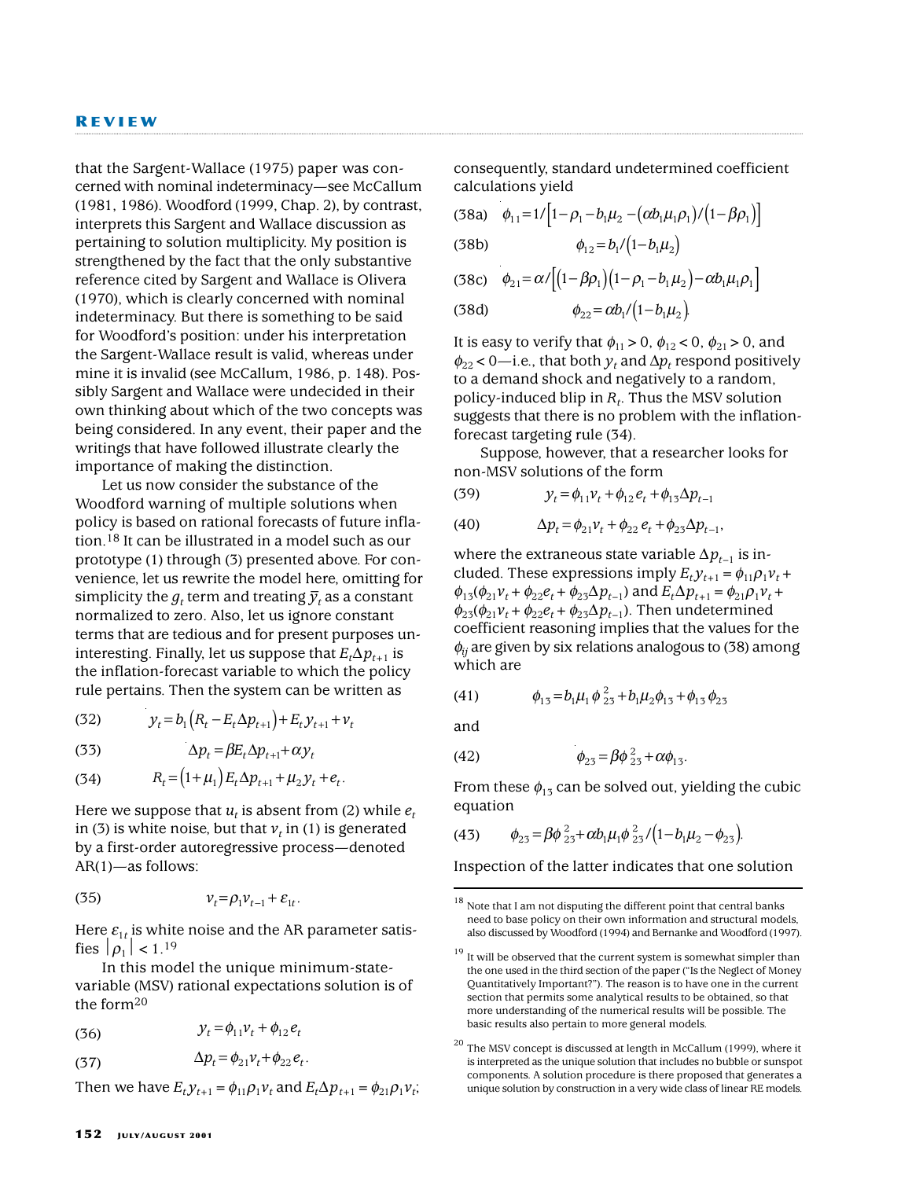that the Sargent-Wallace (1975) paper was concerned with nominal indeterminacy—see McCallum (1981, 1986). Woodford (1999, Chap. 2), by contrast, interprets this Sargent and Wallace discussion as pertaining to solution multiplicity. My position is strengthened by the fact that the only substantive reference cited by Sargent and Wallace is Olivera (1970), which is clearly concerned with nominal indeterminacy. But there is something to be said for Woodford's position: under his interpretation the Sargent-Wallace result is valid, whereas under mine it is invalid (see McCallum, 1986, p. 148). Possibly Sargent and Wallace were undecided in their own thinking about which of the two concepts was being considered. In any event, their paper and the writings that have followed illustrate clearly the importance of making the distinction.

Let us now consider the substance of the Woodford warning of multiple solutions when policy is based on rational forecasts of future inflation.[18] It can be illustrated in a model such as our prototype (1) through (3) presented above. For convenience, let us rewrite the model here, omitting for simplicity the $g_t$ term and treating $\bar{y}_t$ as a constant normalized to zero. Also, let us ignore constant terms that are tedious and for present purposes uninteresting. Finally, let us suppose that $E_t\Delta p_{t+1}$ is the inflation-forecast variable to which the policy rule pertains. Then the system can be written as

$$y_t = b_1\left(R_t - E_t\Delta p_{t+1}\right) + E_t y_{t+1} + v_t \tag{32}$$

$$\Delta p_t = \beta E_t \Delta p_{t+1} + \alpha y_t \tag{33}$$

$$R_t = \left(1+\mu_1\right)E_t\Delta p_{t+1} + \mu_2 y_t + e_t. \tag{34}$$

Here we suppose that $u_t$ is absent from (2) while $e_t$ in (3) is white noise, but that $v_t$ in (1) is generated by a first-order autoregressive process—denoted AR(1)—as follows:

$$v_t = \rho_1 v_{t-1} + \varepsilon_{1t}. \tag{35}$$

Here $\varepsilon_{1t}$ is white noise and the AR parameter satisfies $|\rho_1| < 1$.[19]

In this model the unique minimum-state-variable (MSV) rational expectations solution is of the form[20]

$$y_t = \phi_{11}v_t + \phi_{12}e_t \tag{36}$$

$$\Delta p_t = \phi_{21}v_t + \phi_{22}e_t. \tag{37}$$

Then we have $E_t y_{t+1} = \phi_{11}\rho_1 v_t$ and $E_t\Delta p_{t+1} = \phi_{21}\rho_1 v_t$; consequently, standard undetermined coefficient calculations yield

$$\phi_{11} = 1/\left[1-\rho_1 - b_1\mu_2 - \left(\alpha b_1\mu_1\rho_1\right)/\left(1-\beta\rho_1\right)\right] \tag{38a}$$

$$\phi_{12} = b_1/\left(1-b_1\mu_2\right) \tag{38b}$$

$$\phi_{21} = \alpha/\left[\left(1-\beta\rho_1\right)\left(1-\rho_1-b_1\mu_2\right) - \alpha b_1\mu_1\rho_1\right] \tag{38c}$$

$$\phi_{22} = \alpha b_1/\left(1-b_1\mu_2\right). \tag{38d}$$

It is easy to verify that $\phi_{11} > 0$, $\phi_{12} < 0$, $\phi_{21} > 0$, and $\phi_{22} < 0$—i.e., that both $y_t$ and $\Delta p_t$ respond positively to a demand shock and negatively to a random, policy-induced blip in $R_t$. Thus the MSV solution suggests that there is no problem with the inflation-forecast targeting rule (34).

Suppose, however, that a researcher looks for non-MSV solutions of the form

$$y_t = \phi_{11}v_t + \phi_{12}e_t + \phi_{13}\Delta p_{t-1} \tag{39}$$

$$\Delta p_t = \phi_{21}v_t + \phi_{22}e_t + \phi_{23}\Delta p_{t-1}, \tag{40}$$

where the extraneous state variable $\Delta p_{t-1}$ is included. These expressions imply $E_t y_{t+1} = \phi_{11}\rho_1 v_t + \phi_{13}(\phi_{21}v_t + \phi_{22}e_t + \phi_{23}\Delta p_{t-1})$ and $E_t\Delta p_{t+1} = \phi_{21}\rho_1 v_t + \phi_{23}(\phi_{21}v_t + \phi_{22}e_t + \phi_{23}\Delta p_{t-1})$. Then undetermined coefficient reasoning implies that the values for the $\phi_{ij}$ are given by six relations analogous to (38) among which are

$$\phi_{13} = b_1\mu_1\phi_{23}^2 + b_1\mu_2\phi_{13} + \phi_{13}\phi_{23} \tag{41}$$

and

$$\phi_{23} = \beta\phi_{23}^2 + \alpha\phi_{13}. \tag{42}$$

From these $\phi_{13}$ can be solved out, yielding the cubic equation

$$\phi_{23} = \beta\phi_{23}^2 + \alpha b_1\mu_1\phi_{23}^2/\left(1-b_1\mu_2-\phi_{23}\right). \tag{43}$$

Inspection of the latter indicates that one solution

---

[18] Note that I am not disputing the different point that central banks need to base policy on their own information and structural models, also discussed by Woodford (1994) and Bernanke and Woodford (1997).

[19] It will be observed that the current system is somewhat simpler than the one used in the third section of the paper ("Is the Neglect of Money Quantitatively Important?"). The reason is to have one in the current section that permits some analytical results to be obtained, so that more understanding of the numerical results will be possible. The basic results also pertain to more general models.

[20] The MSV concept is discussed at length in McCallum (1999), where it is interpreted as the unique solution that includes no bubble or sunspot components. A solution procedure is there proposed that generates a unique solution by construction in a very wide class of linear RE models.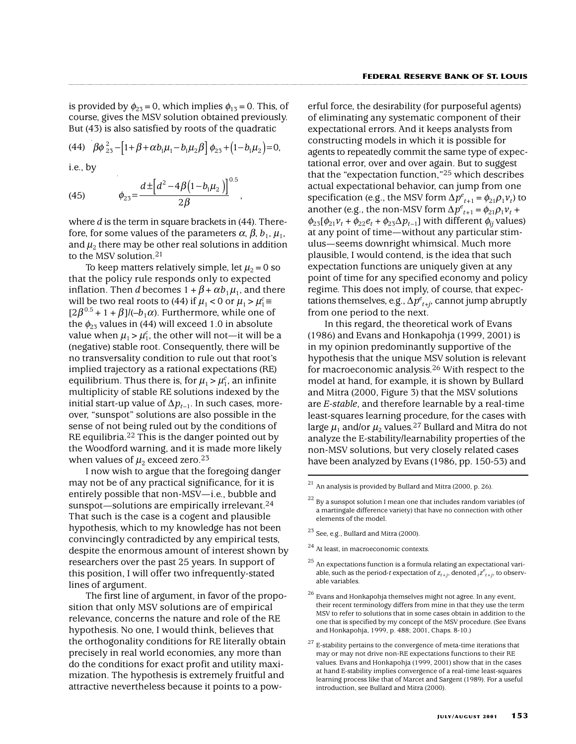is provided by $\phi_{23} = 0$, which implies $\phi_{13} = 0$. This, of course, gives the MSV solution obtained previously. But (43) is also satisfied by roots of the quadratic

$$\beta\phi_{23}^2 - \left[1+\beta+\alpha b_1\mu_1 - b_1\mu_2\beta\right]\phi_{23} + \left(1-b_1\mu_2\right) = 0, \tag{44}$$

i.e., by

$$\phi_{23} = \frac{d \pm \left[d^2 - 4\beta\left(1-b_1\mu_2\right)\right]^{0.5}}{2\beta}, \tag{45}$$

where $d$ is the term in square brackets in (44). Therefore, for some values of the parameters $\alpha$, $\beta$, $b_1$, $\mu_1$, and $\mu_2$ there may be other real solutions in addition to the MSV solution.[21]

To keep matters relatively simple, let $\mu_2 = 0$ so that the policy rule responds only to expected inflation. Then $d$ becomes $1 + \beta + \alpha b_1\mu_1$, and there will be two real roots to (44) if $\mu_1 < 0$ or $\mu_1 > \mu_1^c \equiv [2\beta^{0.5} + 1 + \beta]/(-b_1\alpha)$. Furthermore, while one of the $\phi_{23}$ values in (44) will exceed 1.0 in absolute value when $\mu_1 > \mu_1^c$, the other will not—it will be a (negative) stable root. Consequently, there will be no transversality condition to rule out that root's implied trajectory as a rational expectations (RE) equilibrium. Thus there is, for $\mu_1 > \mu_1^c$, an infinite multiplicity of stable RE solutions indexed by the initial start-up value of $\Delta p_{t-1}$. In such cases, moreover, "sunspot" solutions are also possible in the sense of not being ruled out by the conditions of RE equilibria.[22] This is the danger pointed out by the Woodford warning, and it is made more likely when values of $\mu_2$ exceed zero.[23]

I now wish to argue that the foregoing danger may not be of any practical significance, for it is entirely possible that non-MSV—i.e., bubble and sunspot—solutions are empirically irrelevant.[24] That such is the case is a cogent and plausible hypothesis, which to my knowledge has not been convincingly contradicted by any empirical tests, despite the enormous amount of interest shown by researchers over the past 25 years. In support of this position, I will offer two infrequently-stated lines of argument.

The first line of argument, in favor of the proposition that only MSV solutions are of empirical relevance, concerns the nature and role of the RE hypothesis. No one, I would think, believes that the orthogonality conditions for RE literally obtain precisely in real world economies, any more than do the conditions for exact profit and utility maximization. The hypothesis is extremely fruitful and attractive nevertheless because it points to a powerful force, the desirability (for purposeful agents) of eliminating any systematic component of their expectational errors. And it keeps analysts from constructing models in which it is possible for agents to repeatedly commit the same type of expectational error, over and over again. But to suggest that the "expectation function,"[25] which describes actual expectational behavior, can jump from one specification (e.g., the MSV form $\Delta p^e_{t+1} = \phi_{21}\rho_1 v_t$) to another (e.g., the non-MSV form $\Delta p^e_{t+1} = \phi_{21}\rho_1 v_t + \phi_{23}[\phi_{21}v_t + \phi_{22}e_t + \phi_{23}\Delta p_{t-1}]$ with different $\phi_{ij}$ values) at any point of time—without any particular stimulus—seems downright whimsical. Much more plausible, I would contend, is the idea that such expectation functions are uniquely given at any point of time for any specified economy and policy regime. This does not imply, of course, that expectations themselves, e.g., $\Delta p^e_{t+j}$, cannot jump abruptly from one period to the next.

In this regard, the theoretical work of Evans (1986) and Evans and Honkapohja (1999, 2001) is in my opinion predominantly supportive of the hypothesis that the unique MSV solution is relevant for macroeconomic analysis.[26] With respect to the model at hand, for example, it is shown by Bullard and Mitra (2000, Figure 3) that the MSV solutions are *E-stable*, and therefore learnable by a real-time least-squares learning procedure, for the cases with large $\mu_1$ and/or $\mu_2$ values.[27] Bullard and Mitra do not analyze the E-stability/learnability properties of the non-MSV solutions, but very closely related cases have been analyzed by Evans (1986, pp. 150-53) and

---

[21] An analysis is provided by Bullard and Mitra (2000, p. 26).

[22] By a sunspot solution I mean one that includes random variables (of a martingale difference variety) that have no connection with other elements of the model.

[23] See, e.g., Bullard and Mitra (2000).

[24] At least, in macroeconomic contexts.

[25] An expectations function is a formula relating an expectational variable, such as the period-$t$ expectation of $z_{t+j}$, denoted ${}_tz^e_{t+j}$, to observable variables.

[26] Evans and Honkapohja themselves might not agree. In any event, their recent terminology differs from mine in that they use the term MSV to refer to solutions that in some cases obtain in addition to the one that is specified by my concept of the MSV procedure. (See Evans and Honkapohja, 1999, p. 488; 2001, Chaps. 8-10.)

[27] E-stability pertains to the convergence of meta-time iterations that may or may not drive non-RE expectations functions to their RE values. Evans and Honkapohja (1999, 2001) show that in the cases at hand E-stability implies convergence of a real-time least-squares learning process like that of Marcet and Sargent (1989). For a useful introduction, see Bullard and Mitra (2000).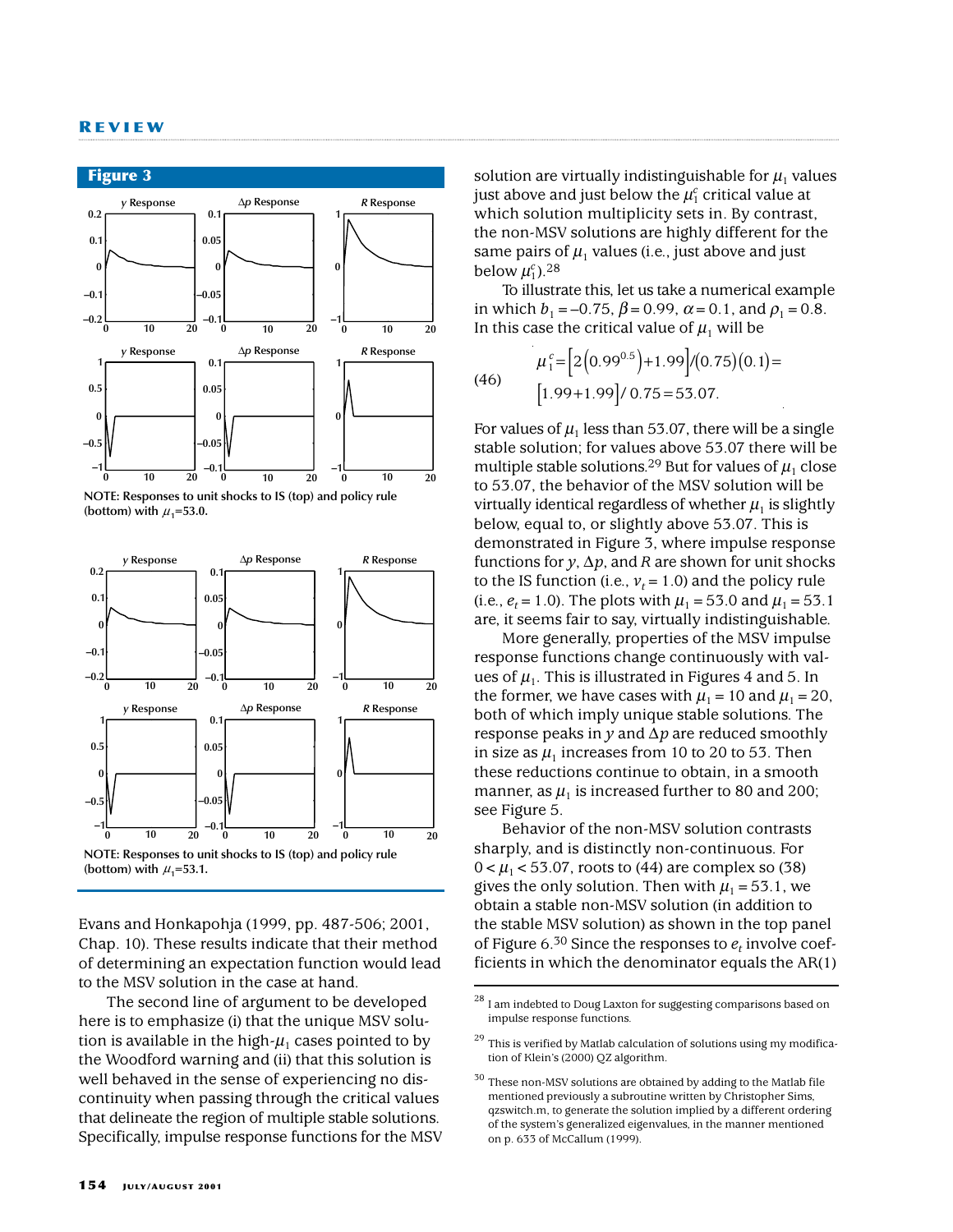## Figure 3

NOTE: Responses to unit shocks to IS (top) and policy rule (bottom) with $\mu_1$=53.0.

NOTE: Responses to unit shocks to IS (top) and policy rule (bottom) with $\mu_1$=53.1.

Evans and Honkapohja (1999, pp. 487-506; 2001, Chap. 10). These results indicate that their method of determining an expectation function would lead to the MSV solution in the case at hand.

The second line of argument to be developed here is to emphasize (i) that the unique MSV solution is available in the high-$\mu_1$ cases pointed to by the Woodford warning and (ii) that this solution is well behaved in the sense of experiencing no discontinuity when passing through the critical values that delineate the region of multiple stable solutions. Specifically, impulse response functions for the MSV solution are virtually indistinguishable for $\mu_1$ values just above and just below the $\mu_1^c$ critical value at which solution multiplicity sets in. By contrast, the non-MSV solutions are highly different for the same pairs of $\mu_1$ values (i.e., just above and just below $\mu_1^c$).[28]

To illustrate this, let us take a numerical example in which $b_1 = -0.75$, $\beta = 0.99$, $\alpha = 0.1$, and $\rho_1 = 0.8$. In this case the critical value of $\mu_1$ will be

$$(46) \qquad \mu_1^c = \left[2\left(0.99^{0.5}\right)+1.99\right]/(0.75)(0.1) = \left[1.99+1.99\right]/0.75 = 53.07.$$

For values of $\mu_1$ less than 53.07, there will be a single stable solution; for values above 53.07 there will be multiple stable solutions.[29] But for values of $\mu_1$ close to 53.07, the behavior of the MSV solution will be virtually identical regardless of whether $\mu_1$ is slightly below, equal to, or slightly above 53.07. This is demonstrated in Figure 3, where impulse response functions for $y$, $\Delta p$, and $R$ are shown for unit shocks to the IS function (i.e., $v_t = 1.0$) and the policy rule (i.e., $e_t = 1.0$). The plots with $\mu_1 = 53.0$ and $\mu_1 = 53.1$ are, it seems fair to say, virtually indistinguishable.

More generally, properties of the MSV impulse response functions change continuously with values of $\mu_1$. This is illustrated in Figures 4 and 5. In the former, we have cases with $\mu_1 = 10$ and $\mu_1 = 20$, both of which imply unique stable solutions. The response peaks in $y$ and $\Delta p$ are reduced smoothly in size as $\mu_1$ increases from 10 to 20 to 53. Then these reductions continue to obtain, in a smooth manner, as $\mu_1$ is increased further to 80 and 200; see Figure 5.

Behavior of the non-MSV solution contrasts sharply, and is distinctly non-continuous. For $0 < \mu_1 < 53.07$, roots to (44) are complex so (38) gives the only solution. Then with $\mu_1 = 53.1$, we obtain a stable non-MSV solution (in addition to the stable MSV solution) as shown in the top panel of Figure 6.[30] Since the responses to $e_t$ involve coefficients in which the denominator equals the AR(1)

---

[28] I am indebted to Doug Laxton for suggesting comparisons based on impulse response functions.

[29] This is verified by Matlab calculation of solutions using my modification of Klein's (2000) QZ algorithm.

[30] These non-MSV solutions are obtained by adding to the Matlab file mentioned previously a subroutine written by Christopher Sims, qzswitch.m, to generate the solution implied by a different ordering of the system's generalized eigenvalues, in the manner mentioned on p. 633 of McCallum (1999).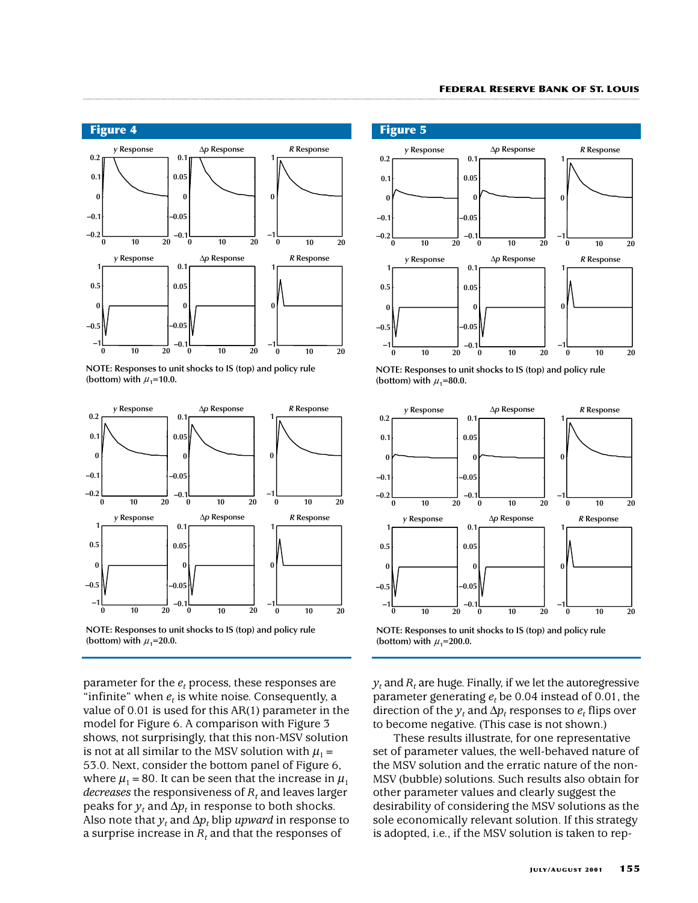## Figure 4

NOTE: Responses to unit shocks to IS (top) and policy rule (bottom) with $\mu_1$=10.0.

NOTE: Responses to unit shocks to IS (top) and policy rule (bottom) with $\mu_1$=20.0.

## Figure 5

NOTE: Responses to unit shocks to IS (top) and policy rule (bottom) with $\mu_1$=80.0.

NOTE: Responses to unit shocks to IS (top) and policy rule (bottom) with $\mu_1$=200.0.

parameter for the $e_t$ process, these responses are "infinite" when $e_t$ is white noise. Consequently, a value of 0.01 is used for this AR(1) parameter in the model for Figure 6. A comparison with Figure 3 shows, not surprisingly, that this non-MSV solution is not at all similar to the MSV solution with $\mu_1$ = 53.0. Next, consider the bottom panel of Figure 6, where $\mu_1$ = 80. It can be seen that the increase in $\mu_1$ *decreases* the responsiveness of $R_t$ and leaves larger peaks for $y_t$ and $\Delta p_t$ in response to both shocks. Also note that $y_t$ and $\Delta p_t$ blip *upward* in response to a surprise increase in $R_t$ and that the responses of $y_t$ and $R_t$ are huge. Finally, if we let the autoregressive parameter generating $e_t$ be 0.04 instead of 0.01, the direction of the $y_t$ and $\Delta p_t$ responses to $e_t$ flips over to become negative. (This case is not shown.)

These results illustrate, for one representative set of parameter values, the well-behaved nature of the MSV solution and the erratic nature of the non-MSV (bubble) solutions. Such results also obtain for other parameter values and clearly suggest the desirability of considering the MSV solutions as the sole economically relevant solution. If this strategy is adopted, i.e., if the MSV solution is taken to rep-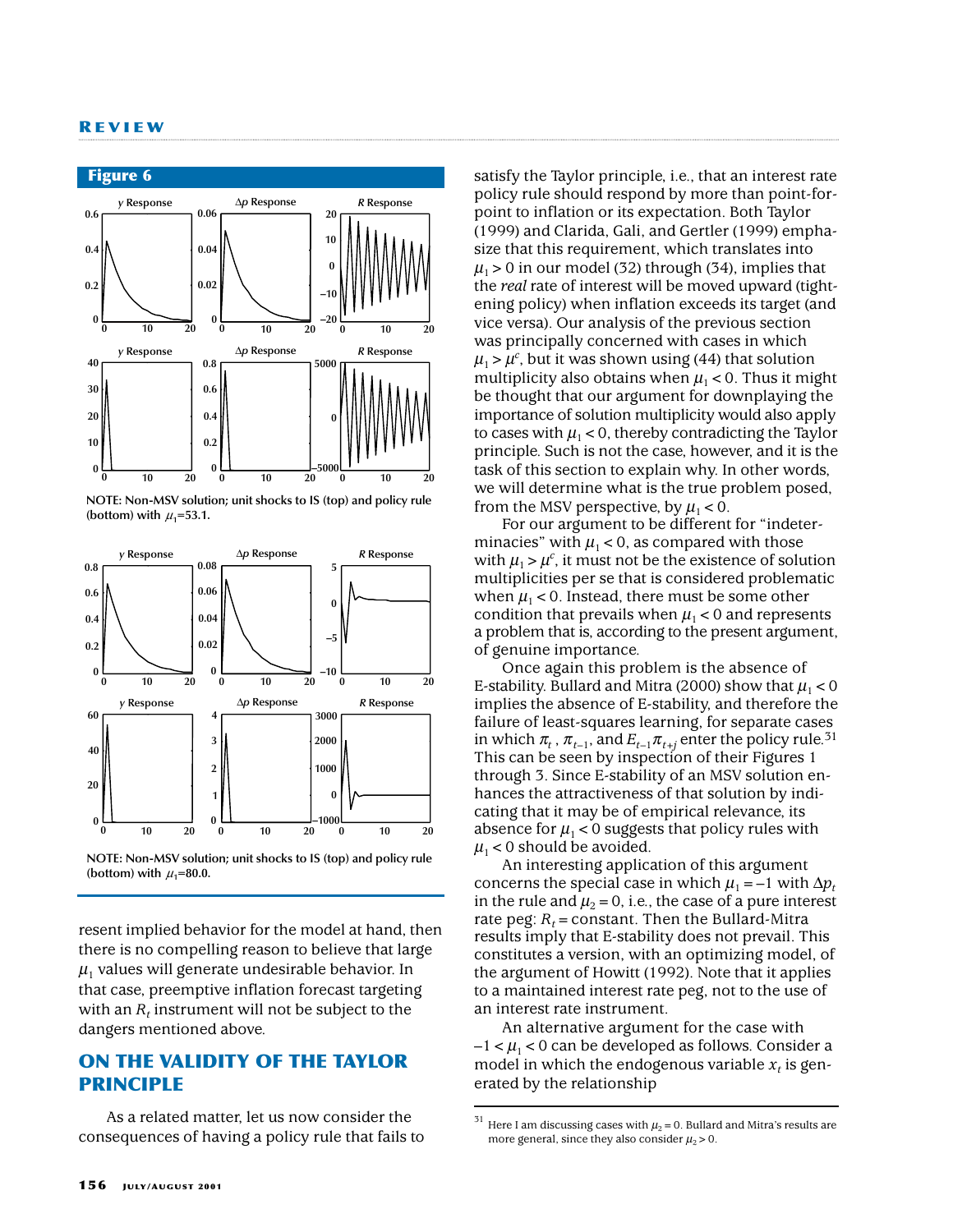**Figure 6**

NOTE: Non-MSV solution; unit shocks to IS (top) and policy rule (bottom) with $\mu_1$=53.1.

NOTE: Non-MSV solution; unit shocks to IS (top) and policy rule (bottom) with $\mu_1$=80.0.

resent implied behavior for the model at hand, then there is no compelling reason to believe that large $\mu_1$ values will generate undesirable behavior. In that case, preemptive inflation forecast targeting with an $R_t$ instrument will not be subject to the dangers mentioned above.

## ON THE VALIDITY OF THE TAYLOR PRINCIPLE

As a related matter, let us now consider the consequences of having a policy rule that fails to satisfy the Taylor principle, i.e., that an interest rate policy rule should respond by more than point-for-point to inflation or its expectation. Both Taylor (1999) and Clarida, Gali, and Gertler (1999) emphasize that this requirement, which translates into $\mu_1 > 0$ in our model (32) through (34), implies that the *real* rate of interest will be moved upward (tightening policy) when inflation exceeds its target (and vice versa). Our analysis of the previous section was principally concerned with cases in which $\mu_1 > \mu^c$, but it was shown using (44) that solution multiplicity also obtains when $\mu_1 < 0$. Thus it might be thought that our argument for downplaying the importance of solution multiplicity would also apply to cases with $\mu_1 < 0$, thereby contradicting the Taylor principle. Such is not the case, however, and it is the task of this section to explain why. In other words, we will determine what is the true problem posed, from the MSV perspective, by $\mu_1 < 0$.

For our argument to be different for "indeterminacies" with $\mu_1 < 0$, as compared with those with $\mu_1 > \mu^c$, it must not be the existence of solution multiplicities per se that is considered problematic when $\mu_1 < 0$. Instead, there must be some other condition that prevails when $\mu_1 < 0$ and represents a problem that is, according to the present argument, of genuine importance.

Once again this problem is the absence of E-stability. Bullard and Mitra (2000) show that $\mu_1 < 0$ implies the absence of E-stability, and therefore the failure of least-squares learning, for separate cases in which $\pi_t$, $\pi_{t-1}$, and $E_{t-1}\pi_{t+j}$ enter the policy rule.[31] This can be seen by inspection of their Figures 1 through 3. Since E-stability of an MSV solution enhances the attractiveness of that solution by indicating that it may be of empirical relevance, its absence for $\mu_1 < 0$ suggests that policy rules with $\mu_1 < 0$ should be avoided.

An interesting application of this argument concerns the special case in which $\mu_1 = -1$ with $\Delta p_t$ in the rule and $\mu_2 = 0$, i.e., the case of a pure interest rate peg: $R_t$ = constant. Then the Bullard-Mitra results imply that E-stability does not prevail. This constitutes a version, with an optimizing model, of the argument of Howitt (1992). Note that it applies to a maintained interest rate peg, not to the use of an interest rate instrument.

An alternative argument for the case with $-1 < \mu_1 < 0$ can be developed as follows. Consider a model in which the endogenous variable $x_t$ is generated by the relationship

[31] Here I am discussing cases with $\mu_2 = 0$. Bullard and Mitra's results are more general, since they also consider $\mu_2 > 0$.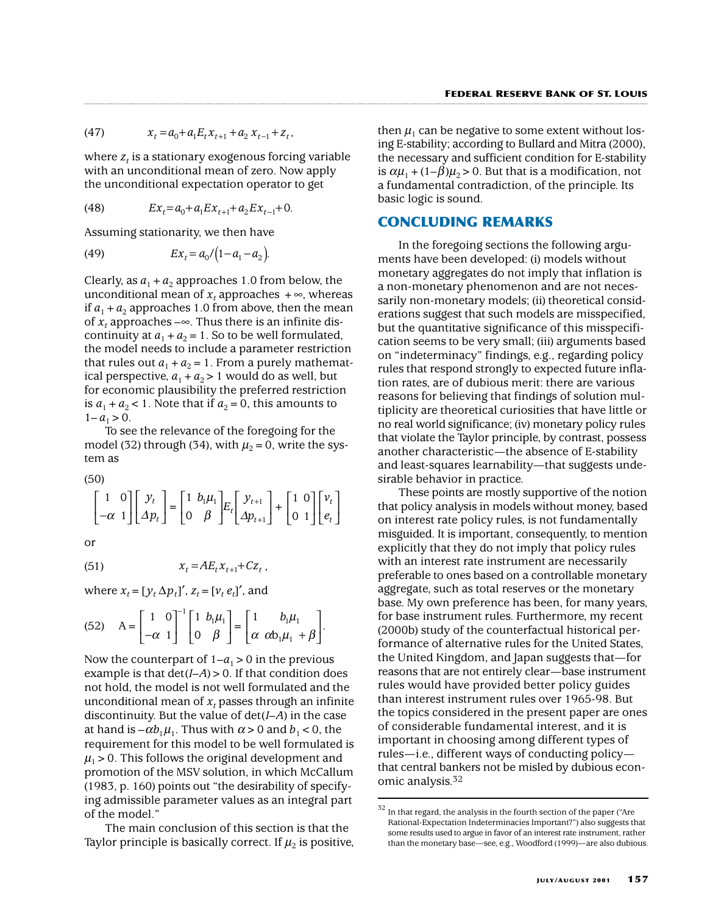$$(47) \qquad x_t = a_0 + a_1 E_t x_{t+1} + a_2 x_{t-1} + z_t,$$

where $z_t$ is a stationary exogenous forcing variable with an unconditional mean of zero. Now apply the unconditional expectation operator to get

$$(48) \qquad Ex_t = a_0 + a_1 Ex_{t+1} + a_2 Ex_{t-1} + 0.$$

Assuming stationarity, we then have

$$(49) \qquad Ex_t = a_0/(1 - a_1 - a_2).$$

Clearly, as $a_1 + a_2$ approaches 1.0 from below, the unconditional mean of $x_t$ approaches $+\infty$, whereas if $a_1 + a_2$ approaches 1.0 from above, then the mean of $x_t$ approaches $-\infty$. Thus there is an infinite discontinuity at $a_1 + a_2 = 1$. So to be well formulated, the model needs to include a parameter restriction that rules out $a_1 + a_2 = 1$. From a purely mathematical perspective, $a_1 + a_2 > 1$ would do as well, but for economic plausibility the preferred restriction is $a_1 + a_2 < 1$. Note that if $a_2 = 0$, this amounts to $1 - a_1 > 0$.

To see the relevance of the foregoing for the model (32) through (34), with $\mu_2 = 0$, write the system as

(50)

$$\begin{bmatrix} 1 & 0 \\ -\alpha & 1 \end{bmatrix} \begin{bmatrix} y_t \\ \Delta p_t \end{bmatrix} = \begin{bmatrix} 1 & b_1\mu_1 \\ 0 & \beta \end{bmatrix} E_t \begin{bmatrix} y_{t+1} \\ \Delta p_{t+1} \end{bmatrix} + \begin{bmatrix} 1 & 0 \\ 0 & 1 \end{bmatrix} \begin{bmatrix} v_t \\ e_t \end{bmatrix}$$

or

$$(51) \qquad x_t = AE_t x_{t+1} + Cz_t,$$

where $x_t = [y_t \ \Delta p_t]'$, $z_t = [v_t \ e_t]'$, and

$$(52) \qquad A = \begin{bmatrix} 1 & 0 \\ -\alpha & 1 \end{bmatrix}^{-1} \begin{bmatrix} 1 & b_1\mu_1 \\ 0 & \beta \end{bmatrix} = \begin{bmatrix} 1 & b_1\mu_1 \\ \alpha & \alpha b_1\mu_1 + \beta \end{bmatrix}.$$

Now the counterpart of $1 - a_1 > 0$ in the previous example is that $\det(I - A) > 0$. If that condition does not hold, the model is not well formulated and the unconditional mean of $x_t$ passes through an infinite discontinuity. But the value of $\det(I - A)$ in the case at hand is $-\alpha b_1 \mu_1$. Thus with $\alpha > 0$ and $b_1 < 0$, the requirement for this model to be well formulated is $\mu_1 > 0$. This follows the original development and promotion of the MSV solution, in which McCallum (1983, p. 160) points out "the desirability of specifying admissible parameter values as an integral part of the model."

The main conclusion of this section is that the Taylor principle is basically correct. If $\mu_2$ is positive, then $\mu_1$ can be negative to some extent without losing E-stability; according to Bullard and Mitra (2000), the necessary and sufficient condition for E-stability is $\alpha\mu_1 + (1-\beta)\mu_2 > 0$. But that is a modification, not a fundamental contradiction, of the principle. Its basic logic is sound.

## CONCLUDING REMARKS

In the foregoing sections the following arguments have been developed: (i) models without monetary aggregates do not imply that inflation is a non-monetary phenomenon and are not necessarily non-monetary models; (ii) theoretical considerations suggest that such models are misspecified, but the quantitative significance of this misspecification seems to be very small; (iii) arguments based on "indeterminacy" findings, e.g., regarding policy rules that respond strongly to expected future inflation rates, are of dubious merit: there are various reasons for believing that findings of solution multiplicity are theoretical curiosities that have little or no real world significance; (iv) monetary policy rules that violate the Taylor principle, by contrast, possess another characteristic—the absence of E-stability and least-squares learnability—that suggests undesirable behavior in practice.

These points are mostly supportive of the notion that policy analysis in models without money, based on interest rate policy rules, is not fundamentally misguided. It is important, consequently, to mention explicitly that they do not imply that policy rules with an interest rate instrument are necessarily preferable to ones based on a controllable monetary aggregate, such as total reserves or the monetary base. My own preference has been, for many years, for base instrument rules. Furthermore, my recent (2000b) study of the counterfactual historical performance of alternative rules for the United States, the United Kingdom, and Japan suggests that—for reasons that are not entirely clear—base instrument rules would have provided better policy guides than interest instrument rules over 1965-98. But the topics considered in the present paper are ones of considerable fundamental interest, and it is important in choosing among different types of rules—i.e., different ways of conducting policy—that central bankers not be misled by dubious economic analysis.[32]

[32] In that regard, the analysis in the fourth section of the paper ("Are Rational-Expectation Indeterminacies Important?") also suggests that some results used to argue in favor of an interest rate instrument, rather than the monetary base—see, e.g., Woodford (1999)—are also dubious.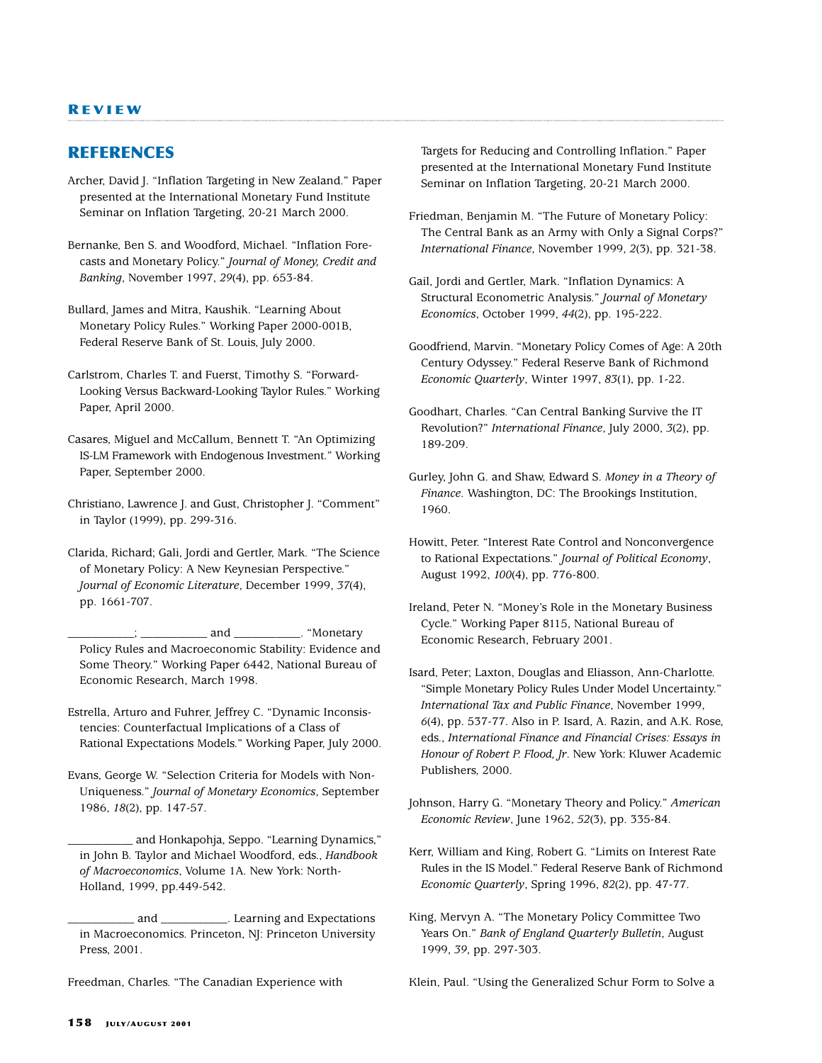## REFERENCES

Archer, David J. "Inflation Targeting in New Zealand." Paper presented at the International Monetary Fund Institute Seminar on Inflation Targeting, 20-21 March 2000.

Bernanke, Ben S. and Woodford, Michael. "Inflation Forecasts and Monetary Policy." *Journal of Money, Credit and Banking*, November 1997, *29*(4), pp. 653-84.

Bullard, James and Mitra, Kaushik. "Learning About Monetary Policy Rules." Working Paper 2000-001B, Federal Reserve Bank of St. Louis, July 2000.

Carlstrom, Charles T. and Fuerst, Timothy S. "Forward-Looking Versus Backward-Looking Taylor Rules." Working Paper, April 2000.

Casares, Miguel and McCallum, Bennett T. "An Optimizing IS-LM Framework with Endogenous Investment." Working Paper, September 2000.

Christiano, Lawrence J. and Gust, Christopher J. "Comment" in Taylor (1999), pp. 299-316.

Clarida, Richard; Gali, Jordi and Gertler, Mark. "The Science of Monetary Policy: A New Keynesian Perspective." *Journal of Economic Literature*, December 1999, *37*(4), pp. 1661-707.

___________; ___________ and ___________. "Monetary Policy Rules and Macroeconomic Stability: Evidence and Some Theory." Working Paper 6442, National Bureau of Economic Research, March 1998.

Estrella, Arturo and Fuhrer, Jeffrey C. "Dynamic Inconsistencies: Counterfactual Implications of a Class of Rational Expectations Models." Working Paper, July 2000.

Evans, George W. "Selection Criteria for Models with Non-Uniqueness." *Journal of Monetary Economics*, September 1986, *18*(2), pp. 147-57.

___________ and Honkapohja, Seppo. "Learning Dynamics," in John B. Taylor and Michael Woodford, eds., *Handbook of Macroeconomics*, Volume 1A. New York: North-Holland, 1999, pp.449-542.

___________ and ___________. Learning and Expectations in Macroeconomics. Princeton, NJ: Princeton University Press, 2001.

Freedman, Charles. "The Canadian Experience with Targets for Reducing and Controlling Inflation." Paper presented at the International Monetary Fund Institute Seminar on Inflation Targeting, 20-21 March 2000.

Friedman, Benjamin M. "The Future of Monetary Policy: The Central Bank as an Army with Only a Signal Corps?" *International Finance*, November 1999, *2*(3), pp. 321-38.

Gail, Jordi and Gertler, Mark. "Inflation Dynamics: A Structural Econometric Analysis." *Journal of Monetary Economics*, October 1999, *44*(2), pp. 195-222.

Goodfriend, Marvin. "Monetary Policy Comes of Age: A 20th Century Odyssey." Federal Reserve Bank of Richmond *Economic Quarterly*, Winter 1997, *83*(1), pp. 1-22.

Goodhart, Charles. "Can Central Banking Survive the IT Revolution?" *International Finance*, July 2000, *3*(2), pp. 189-209.

Gurley, John G. and Shaw, Edward S. *Money in a Theory of Finance*. Washington, DC: The Brookings Institution, 1960.

Howitt, Peter. "Interest Rate Control and Nonconvergence to Rational Expectations." *Journal of Political Economy*, August 1992, *100*(4), pp. 776-800.

Ireland, Peter N. "Money's Role in the Monetary Business Cycle." Working Paper 8115, National Bureau of Economic Research, February 2001.

Isard, Peter; Laxton, Douglas and Eliasson, Ann-Charlotte. "Simple Monetary Policy Rules Under Model Uncertainty." *International Tax and Public Finance*, November 1999, *6*(4), pp. 537-77. Also in P. Isard, A. Razin, and A.K. Rose, eds., *International Finance and Financial Crises: Essays in Honour of Robert P. Flood, Jr*. New York: Kluwer Academic Publishers, 2000.

Johnson, Harry G. "Monetary Theory and Policy." *American Economic Review*, June 1962, *52*(3), pp. 335-84.

Kerr, William and King, Robert G. "Limits on Interest Rate Rules in the IS Model." Federal Reserve Bank of Richmond *Economic Quarterly*, Spring 1996, *82*(2), pp. 47-77.

King, Mervyn A. "The Monetary Policy Committee Two Years On." *Bank of England Quarterly Bulletin*, August 1999, *39*, pp. 297-303.

Klein, Paul. "Using the Generalized Schur Form to Solve a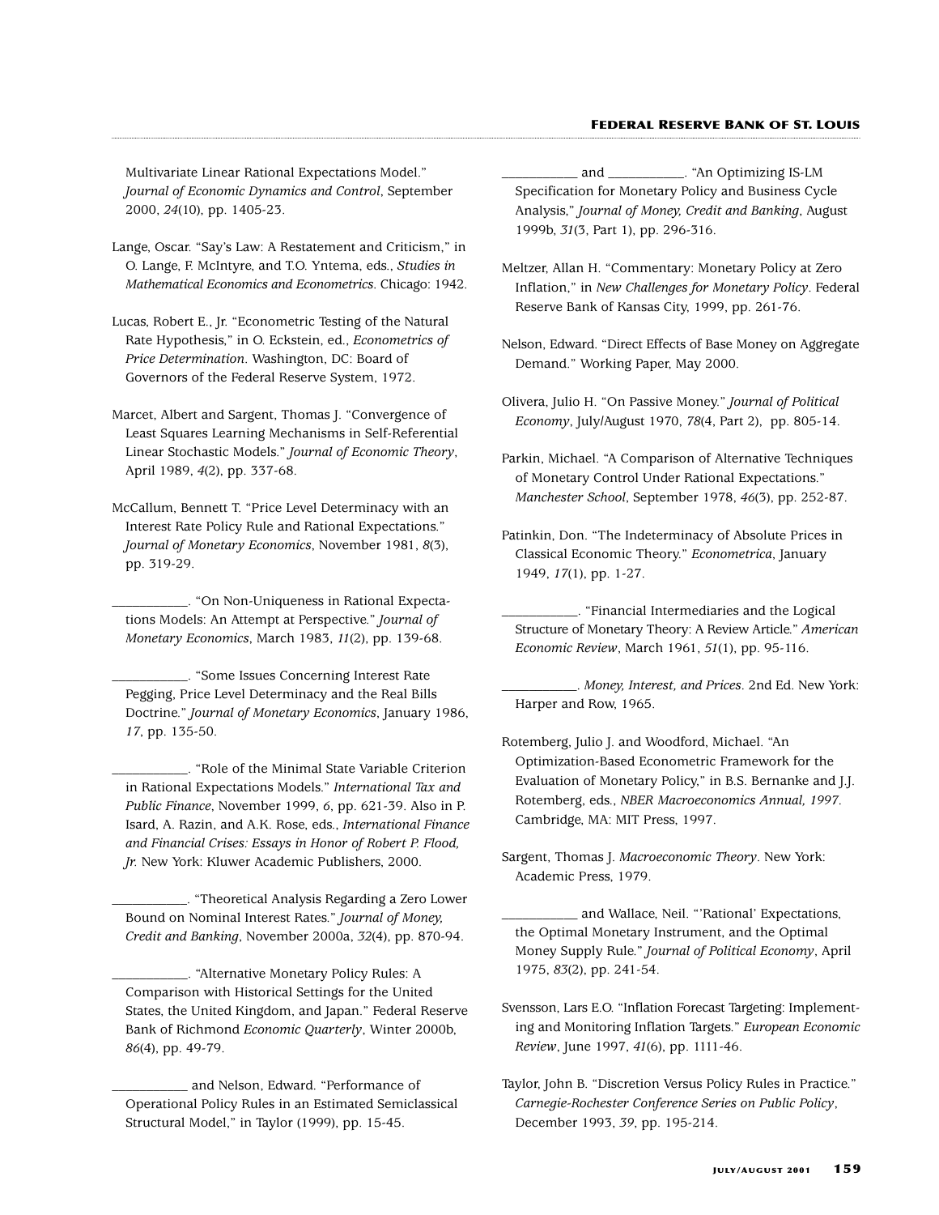Multivariate Linear Rational Expectations Model." *Journal of Economic Dynamics and Control*, September 2000, *24*(10), pp. 1405-23.

Lange, Oscar. "Say's Law: A Restatement and Criticism," in O. Lange, F. McIntyre, and T.O. Yntema, eds., *Studies in Mathematical Economics and Econometrics*. Chicago: 1942.

Lucas, Robert E., Jr. "Econometric Testing of the Natural Rate Hypothesis," in O. Eckstein, ed., *Econometrics of Price Determination*. Washington, DC: Board of Governors of the Federal Reserve System, 1972.

Marcet, Albert and Sargent, Thomas J. "Convergence of Least Squares Learning Mechanisms in Self-Referential Linear Stochastic Models." *Journal of Economic Theory*, April 1989, *4*(2), pp. 337-68.

McCallum, Bennett T. "Price Level Determinacy with an Interest Rate Policy Rule and Rational Expectations." *Journal of Monetary Economics*, November 1981, *8*(3), pp. 319-29.

___________. "On Non-Uniqueness in Rational Expectations Models: An Attempt at Perspective." *Journal of Monetary Economics*, March 1983, *11*(2), pp. 139-68.

___________. "Some Issues Concerning Interest Rate Pegging, Price Level Determinacy and the Real Bills Doctrine." *Journal of Monetary Economics*, January 1986, *17*, pp. 135-50.

___________. "Role of the Minimal State Variable Criterion in Rational Expectations Models." *International Tax and Public Finance*, November 1999, *6*, pp. 621-39. Also in P. Isard, A. Razin, and A.K. Rose, eds., *International Finance and Financial Crises: Essays in Honor of Robert P. Flood, Jr.* New York: Kluwer Academic Publishers, 2000.

___________. "Theoretical Analysis Regarding a Zero Lower Bound on Nominal Interest Rates." *Journal of Money, Credit and Banking*, November 2000a, *32*(4), pp. 870-94.

___________. "Alternative Monetary Policy Rules: A Comparison with Historical Settings for the United States, the United Kingdom, and Japan." Federal Reserve Bank of Richmond *Economic Quarterly*, Winter 2000b, *86*(4), pp. 49-79.

___________ and Nelson, Edward. "Performance of Operational Policy Rules in an Estimated Semiclassical Structural Model," in Taylor (1999), pp. 15-45.

___________ and ___________. "An Optimizing IS-LM Specification for Monetary Policy and Business Cycle Analysis," *Journal of Money, Credit and Banking*, August 1999b, *31*(3, Part 1), pp. 296-316.

Meltzer, Allan H. "Commentary: Monetary Policy at Zero Inflation," in *New Challenges for Monetary Policy*. Federal Reserve Bank of Kansas City, 1999, pp. 261-76.

Nelson, Edward. "Direct Effects of Base Money on Aggregate Demand." Working Paper, May 2000.

Olivera, Julio H. "On Passive Money." *Journal of Political Economy*, July/August 1970, *78*(4, Part 2), pp. 805-14.

Parkin, Michael. "A Comparison of Alternative Techniques of Monetary Control Under Rational Expectations." *Manchester School*, September 1978, *46*(3), pp. 252-87.

Patinkin, Don. "The Indeterminacy of Absolute Prices in Classical Economic Theory." *Econometrica*, January 1949, *17*(1), pp. 1-27.

___________. "Financial Intermediaries and the Logical Structure of Monetary Theory: A Review Article." *American Economic Review*, March 1961, *51*(1), pp. 95-116.

___________. *Money, Interest, and Prices*. 2nd Ed. New York: Harper and Row, 1965.

Rotemberg, Julio J. and Woodford, Michael. "An Optimization-Based Econometric Framework for the Evaluation of Monetary Policy," in B.S. Bernanke and J.J. Rotemberg, eds., *NBER Macroeconomics Annual, 1997*. Cambridge, MA: MIT Press, 1997.

Sargent, Thomas J. *Macroeconomic Theory*. New York: Academic Press, 1979.

___________ and Wallace, Neil. "'Rational' Expectations, the Optimal Monetary Instrument, and the Optimal Money Supply Rule." *Journal of Political Economy*, April 1975, *83*(2), pp. 241-54.

Svensson, Lars E.O. "Inflation Forecast Targeting: Implementing and Monitoring Inflation Targets." *European Economic Review*, June 1997, *41*(6), pp. 1111-46.

Taylor, John B. "Discretion Versus Policy Rules in Practice." *Carnegie-Rochester Conference Series on Public Policy*, December 1993, *39*, pp. 195-214.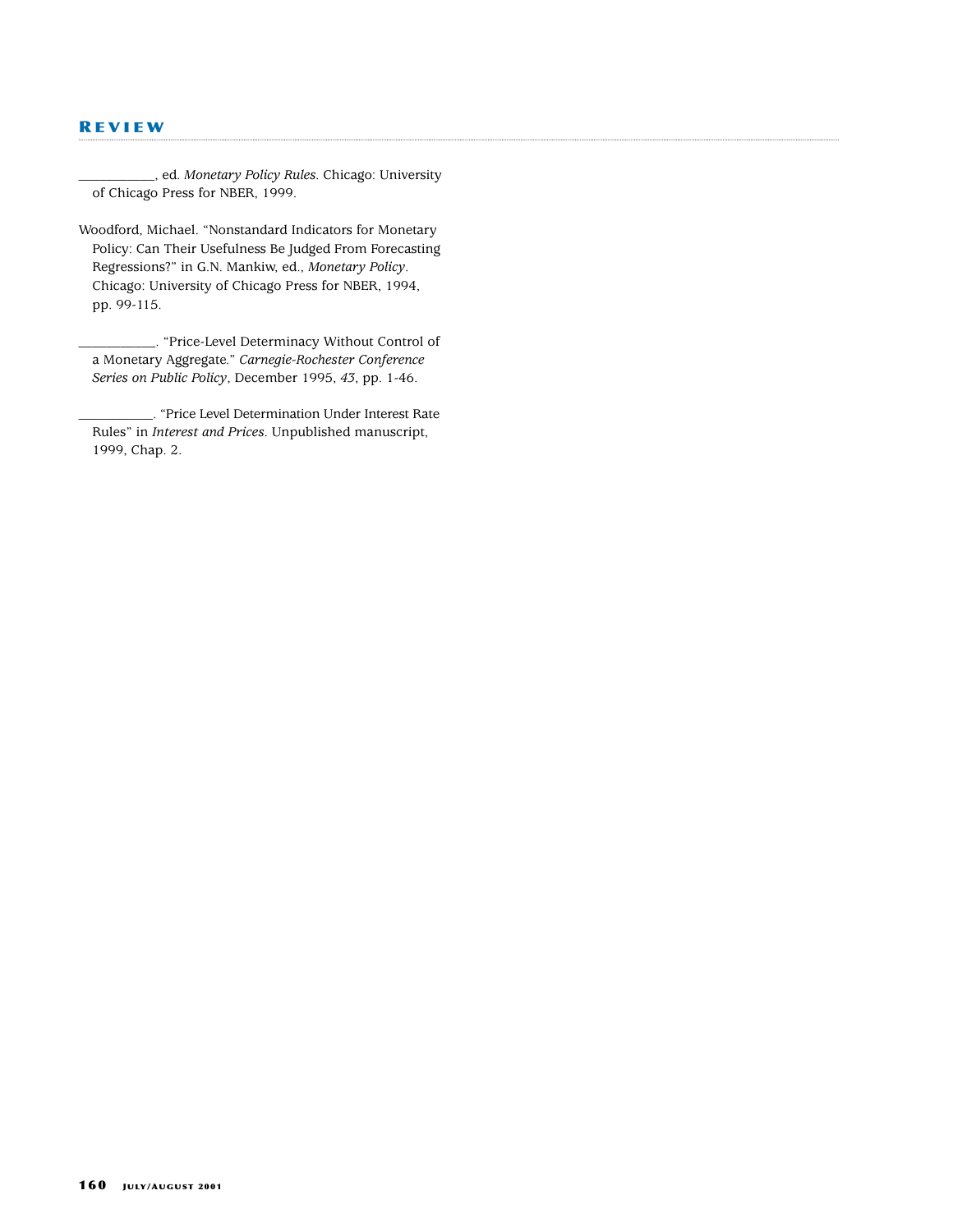___________, ed. *Monetary Policy Rules*. Chicago: University of Chicago Press for NBER, 1999.

Woodford, Michael. "Nonstandard Indicators for Monetary Policy: Can Their Usefulness Be Judged From Forecasting Regressions?" in G.N. Mankiw, ed., *Monetary Policy*. Chicago: University of Chicago Press for NBER, 1994, pp. 99-115.

___________. "Price-Level Determinacy Without Control of a Monetary Aggregate." *Carnegie-Rochester Conference Series on Public Policy*, December 1995, *43*, pp. 1-46.

___________. "Price Level Determination Under Interest Rate Rules" in *Interest and Prices*. Unpublished manuscript, 1999, Chap. 2.